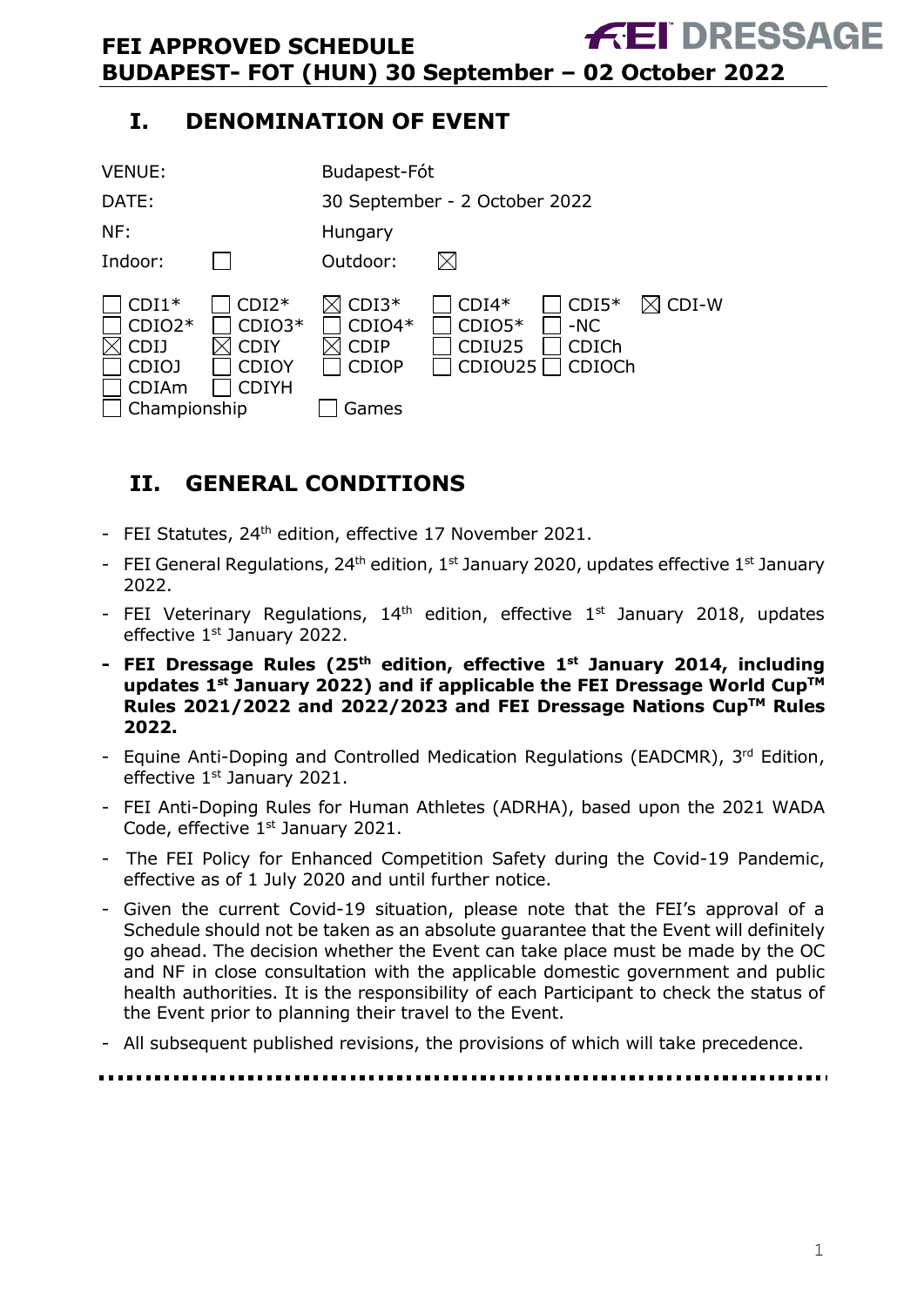# FEI APPROVED SCHEDULE
# BUDAPEST- FOT (HUN) 30 September – 02 October 2022

## I. DENOMINATION OF EVENT

| | |
|---|---|
| VENUE: | Budapest-Fót |
| DATE: | 30 September - 2 October 2022 |
| NF: | Hungary |
| Indoor: ☐ | Outdoor: ☒ |

| | | | | | |
|---|---|---|---|---|---|
| ☐ CDI1* | ☐ CDI2* | ☒ CDI3* | ☐ CDI4* | ☐ CDI5* | ☒ CDI-W |
| ☐ CDIO2* | ☐ CDIO3* | ☐ CDIO4* | ☐ CDIO5* | ☐ -NC | |
| ☒ CDIJ | ☒ CDIY | ☒ CDIP | ☐ CDIU25 | ☐ CDICh | |
| ☐ CDIOJ | ☐ CDIOY | ☐ CDIOP | ☐ CDIOU25 | ☐ CDIOCh | |
| ☐ CDIAm | ☐ CDIYH | | | | |
| ☐ Championship | | ☐ Games | | | |

## II. GENERAL CONDITIONS

- FEI Statutes, 24th edition, effective 17 November 2021.
- FEI General Regulations, 24th edition, 1st January 2020, updates effective 1st January 2022.
- FEI Veterinary Regulations, 14th edition, effective 1st January 2018, updates effective 1st January 2022.
- **FEI Dressage Rules (25th edition, effective 1st January 2014, including updates 1st January 2022) and if applicable the FEI Dressage World Cup™ Rules 2021/2022 and 2022/2023 and FEI Dressage Nations Cup™ Rules 2022.**
- Equine Anti-Doping and Controlled Medication Regulations (EADCMR), 3rd Edition, effective 1st January 2021.
- FEI Anti-Doping Rules for Human Athletes (ADRHA), based upon the 2021 WADA Code, effective 1st January 2021.
- The FEI Policy for Enhanced Competition Safety during the Covid-19 Pandemic, effective as of 1 July 2020 and until further notice.
- Given the current Covid-19 situation, please note that the FEI's approval of a Schedule should not be taken as an absolute guarantee that the Event will definitely go ahead. The decision whether the Event can take place must be made by the OC and NF in close consultation with the applicable domestic government and public health authorities. It is the responsibility of each Participant to check the status of the Event prior to planning their travel to the Event.
- All subsequent published revisions, the provisions of which will take precedence.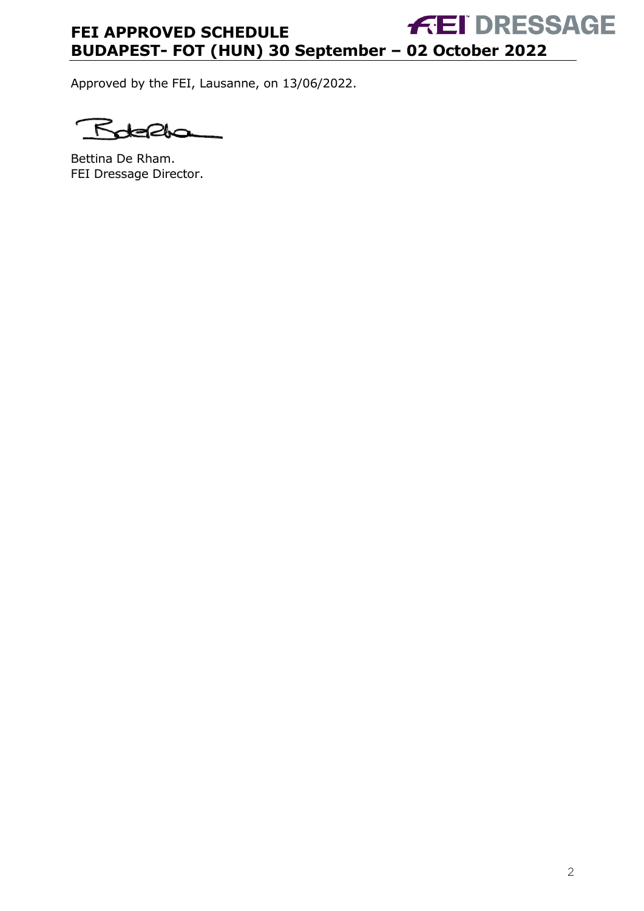Approved by the FEI, Lausanne, on 13/06/2022.

Bettina De Rham.
FEI Dressage Director.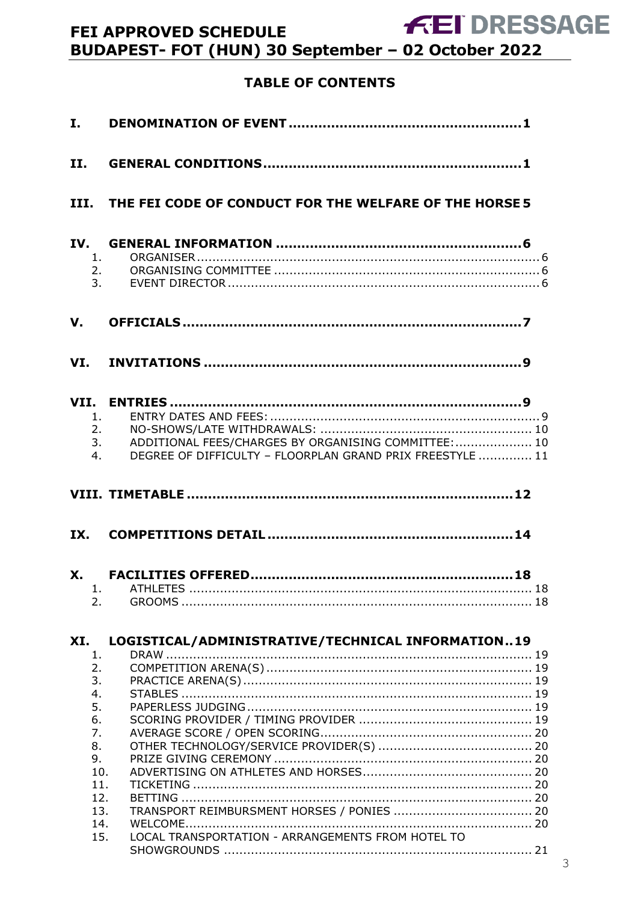## TABLE OF CONTENTS

**I. DENOMINATION OF EVENT ........................................................ 1**

**II. GENERAL CONDITIONS ............................................................ 1**

**III. THE FEI CODE OF CONDUCT FOR THE WELFARE OF THE HORSE 5**

**IV. GENERAL INFORMATION ........................................................ 6**

1. ORGANISER ........................................................................................ 6
2. ORGANISING COMMITTEE ................................................................... 6
3. EVENT DIRECTOR ................................................................................ 6

**V. OFFICIALS ............................................................................... 7**

**VI. INVITATIONS .......................................................................... 9**

**VII. ENTRIES .................................................................................. 9**

1. ENTRY DATES AND FEES: ..................................................................... 9
2. NO-SHOWS/LATE WITHDRAWALS: ...................................................... 10
3. ADDITIONAL FEES/CHARGES BY ORGANISING COMMITTEE: .................... 10
4. DEGREE OF DIFFICULTY – FLOORPLAN GRAND PRIX FREESTYLE ............. 11

**VIII. TIMETABLE .......................................................................... 12**

**IX. COMPETITIONS DETAIL ......................................................... 14**

**X. FACILITIES OFFERED ............................................................. 18**

1. ATHLETES ......................................................................................... 18
2. GROOMS ........................................................................................... 18

**XI. LOGISTICAL/ADMINISTRATIVE/TECHNICAL INFORMATION .. 19**

1. DRAW ................................................................................................ 19
2. COMPETITION ARENA(S) ..................................................................... 19
3. PRACTICE ARENA(S) ........................................................................... 19
4. STABLES ........................................................................................... 19
5. PAPERLESS JUDGING .......................................................................... 19
6. SCORING PROVIDER / TIMING PROVIDER ............................................ 19
7. AVERAGE SCORE / OPEN SCORING ...................................................... 20
8. OTHER TECHNOLOGY/SERVICE PROVIDER(S) ........................................ 20
9. PRIZE GIVING CEREMONY .................................................................. 20
10. ADVERTISING ON ATHLETES AND HORSES ............................................ 20
11. TICKETING ........................................................................................ 20
12. BETTING ........................................................................................... 20
13. TRANSPORT REIMBURSMENT HORSES / PONIES .................................... 20
14. WELCOME .......................................................................................... 20
15. LOCAL TRANSPORTATION - ARRANGEMENTS FROM HOTEL TO SHOWGROUNDS ................................................................................ 21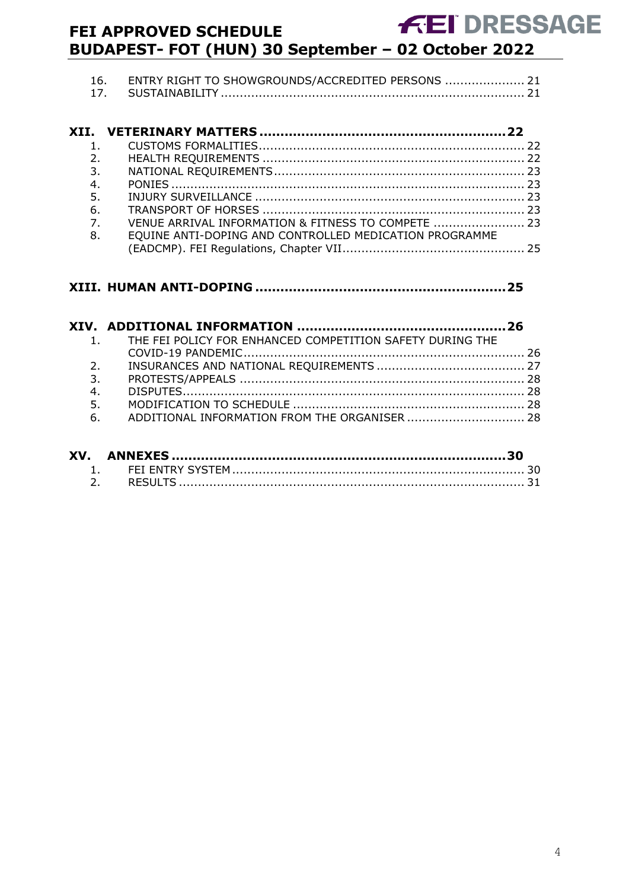16. ENTRY RIGHT TO SHOWGROUNDS/ACCREDITED PERSONS ..................... 21
17. SUSTAINABILITY ............................................................................... 21

**XII. VETERINARY MATTERS .........................................................22**

1. CUSTOMS FORMALITIES..................................................................... 22
2. HEALTH REQUIREMENTS .................................................................... 22
3. NATIONAL REQUIREMENTS.................................................................. 23
4. PONIES ............................................................................................ 23
5. INJURY SURVEILLANCE ...................................................................... 23
6. TRANSPORT OF HORSES .................................................................... 23
7. VENUE ARRIVAL INFORMATION & FITNESS TO COMPETE ........................ 23
8. EQUINE ANTI-DOPING AND CONTROLLED MEDICATION PROGRAMME (EADCMP). FEI Regulations, Chapter VII................................................ 25

**XIII. HUMAN ANTI-DOPING ..........................................................25**

**XIV. ADDITIONAL INFORMATION .................................................26**

1. THE FEI POLICY FOR ENHANCED COMPETITION SAFETY DURING THE COVID-19 PANDEMIC.......................................................................... 26
2. INSURANCES AND NATIONAL REQUIREMENTS ....................................... 27
3. PROTESTS/APPEALS ........................................................................... 28
4. DISPUTES.......................................................................................... 28
5. MODIFICATION TO SCHEDULE ............................................................. 28
6. ADDITIONAL INFORMATION FROM THE ORGANISER ............................... 28

**XV. ANNEXES ...............................................................................30**

1. FEI ENTRY SYSTEM ............................................................................. 30
2. RESULTS ........................................................................................... 31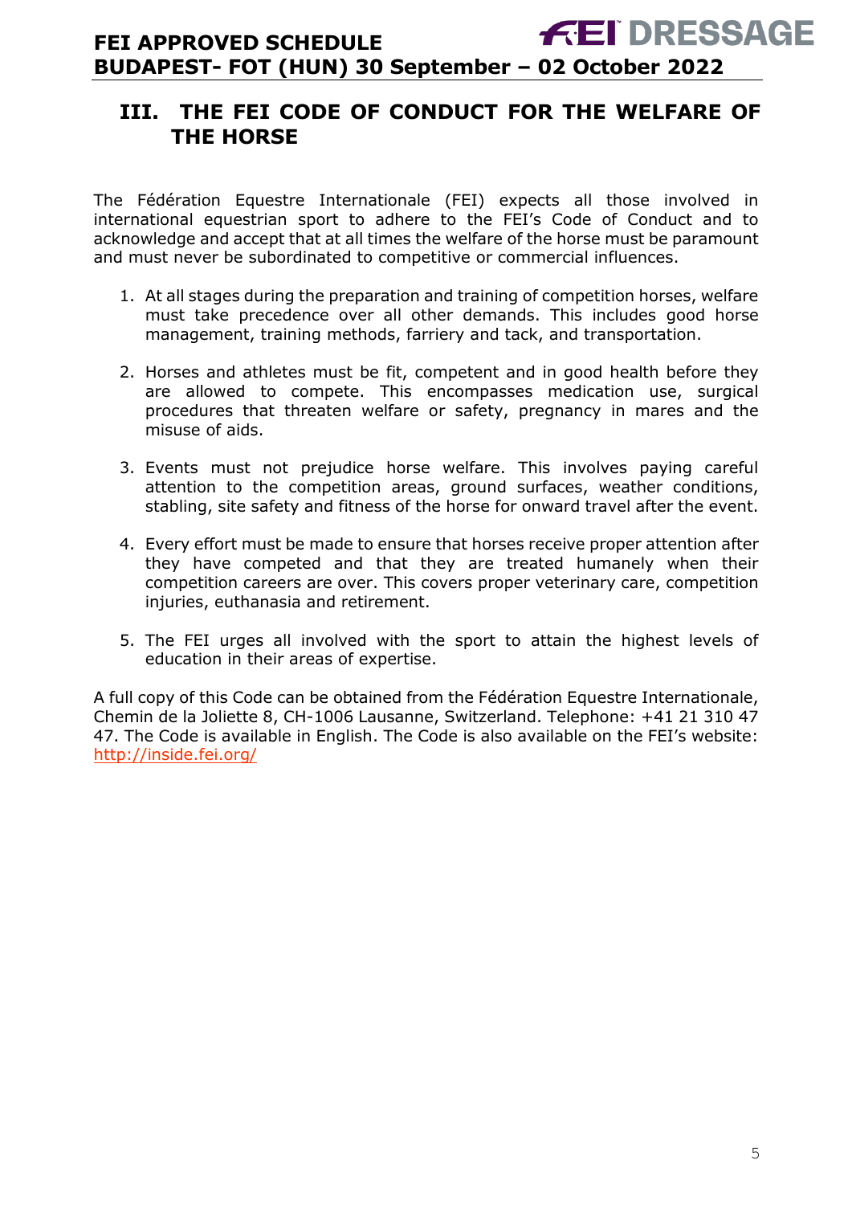## III. THE FEI CODE OF CONDUCT FOR THE WELFARE OF THE HORSE

The Fédération Equestre Internationale (FEI) expects all those involved in international equestrian sport to adhere to the FEI's Code of Conduct and to acknowledge and accept that at all times the welfare of the horse must be paramount and must never be subordinated to competitive or commercial influences.

1. At all stages during the preparation and training of competition horses, welfare must take precedence over all other demands. This includes good horse management, training methods, farriery and tack, and transportation.

2. Horses and athletes must be fit, competent and in good health before they are allowed to compete. This encompasses medication use, surgical procedures that threaten welfare or safety, pregnancy in mares and the misuse of aids.

3. Events must not prejudice horse welfare. This involves paying careful attention to the competition areas, ground surfaces, weather conditions, stabling, site safety and fitness of the horse for onward travel after the event.

4. Every effort must be made to ensure that horses receive proper attention after they have competed and that they are treated humanely when their competition careers are over. This covers proper veterinary care, competition injuries, euthanasia and retirement.

5. The FEI urges all involved with the sport to attain the highest levels of education in their areas of expertise.

A full copy of this Code can be obtained from the Fédération Equestre Internationale, Chemin de la Joliette 8, CH-1006 Lausanne, Switzerland. Telephone: +41 21 310 47 47. The Code is available in English. The Code is also available on the FEI's website: http://inside.fei.org/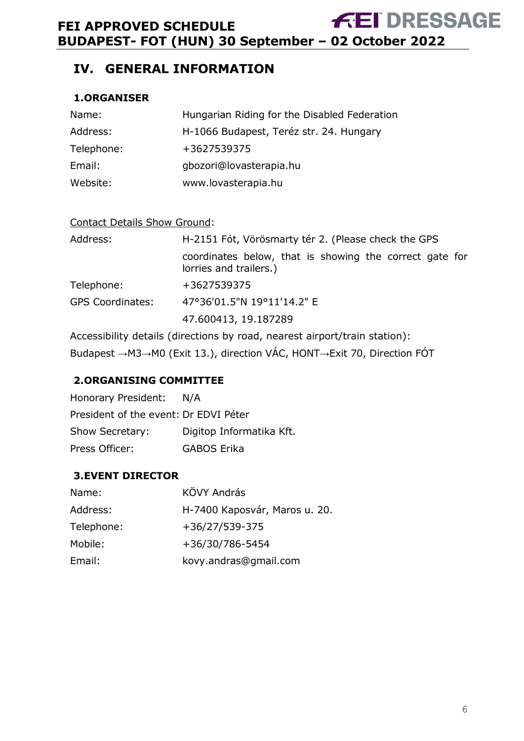# IV. GENERAL INFORMATION

## 1.ORGANISER

| | |
|---|---|
| Name: | Hungarian Riding for the Disabled Federation |
| Address: | H-1066 Budapest, Teréz str. 24. Hungary |
| Telephone: | +3627539375 |
| Email: | gbozori@lovasterapia.hu |
| Website: | www.lovasterapia.hu |

Contact Details Show Ground:

| | |
|---|---|
| Address: | H-2151 Fót, Vörösmarty tér 2. (Please check the GPS coordinates below, that is showing the correct gate for lorries and trailers.) |
| Telephone: | +3627539375 |
| GPS Coordinates: | 47°36'01.5"N 19°11'14.2" E |
| | 47.600413, 19.187289 |

Accessibility details (directions by road, nearest airport/train station):

Budapest →M3→M0 (Exit 13.), direction VÁC, HONT→Exit 70, Direction FÓT

## 2.ORGANISING COMMITTEE

| | |
|---|---|
| Honorary President: | N/A |
| President of the event: | Dr EDVI Péter |
| Show Secretary: | Digitop Informatika Kft. |
| Press Officer: | GABOS Erika |

## 3.EVENT DIRECTOR

| | |
|---|---|
| Name: | KÖVY András |
| Address: | H-7400 Kaposvár, Maros u. 20. |
| Telephone: | +36/27/539-375 |
| Mobile: | +36/30/786-5454 |
| Email: | kovy.andras@gmail.com |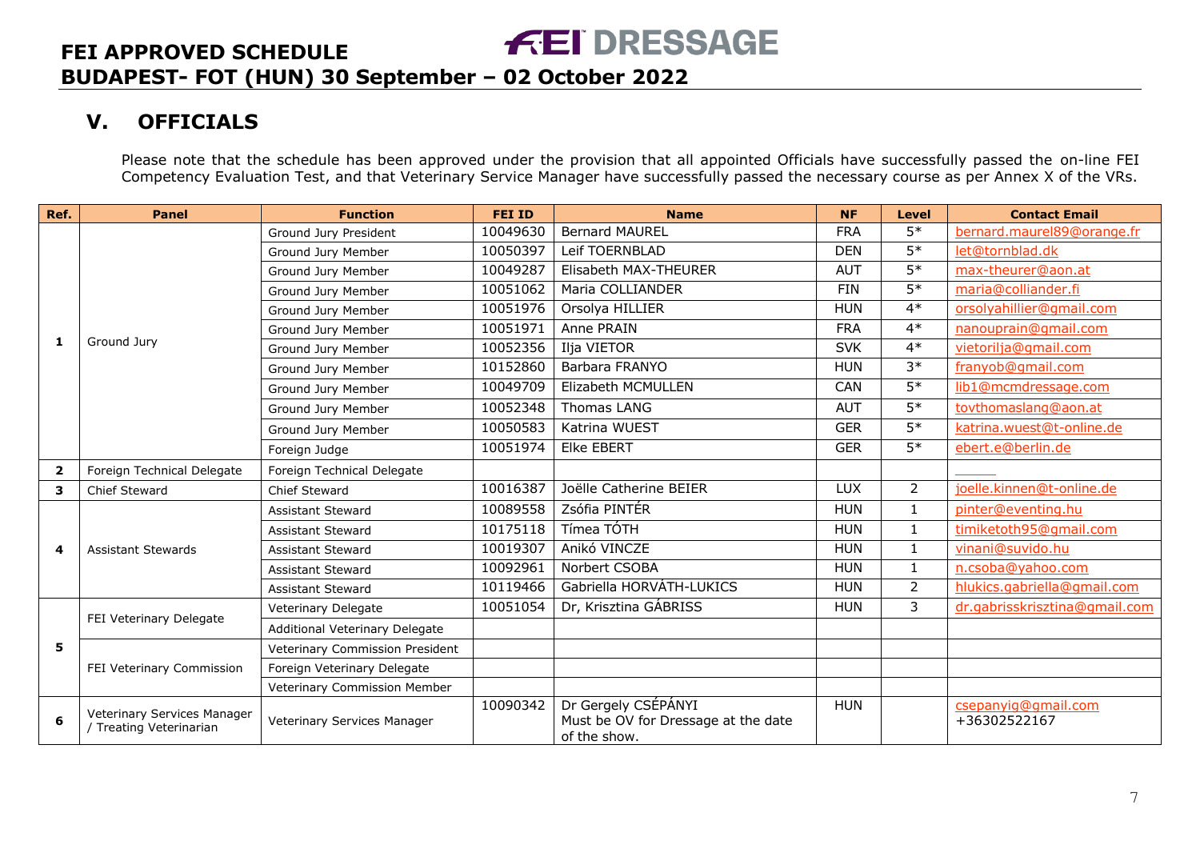# FEI APPROVED SCHEDULE

**FEI DRESSAGE**

## BUDAPEST- FOT (HUN) 30 September – 02 October 2022

## V. OFFICIALS

Please note that the schedule has been approved under the provision that all appointed Officials have successfully passed the on-line FEI Competency Evaluation Test, and that Veterinary Service Manager have successfully passed the necessary course as per Annex X of the VRs.

| Ref. | Panel | Function | FEI ID | Name | NF | Level | Contact Email |
|---|---|---|---|---|---|---|---|
| 1 | Ground Jury | Ground Jury President | 10049630 | Bernard MAUREL | FRA | 5* | bernard.maurel89@orange.fr |
| | | Ground Jury Member | 10050397 | Leif TOERNBLAD | DEN | 5* | let@tornblad.dk |
| | | Ground Jury Member | 10049287 | Elisabeth MAX-THEURER | AUT | 5* | max-theurer@aon.at |
| | | Ground Jury Member | 10051062 | Maria COLLIANDER | FIN | 5* | maria@colliander.fi |
| | | Ground Jury Member | 10051976 | Orsolya HILLIER | HUN | 4* | orsolyahillier@gmail.com |
| | | Ground Jury Member | 10051971 | Anne PRAIN | FRA | 4* | nanouprain@gmail.com |
| | | Ground Jury Member | 10052356 | Ilja VIETOR | SVK | 4* | vietorilja@gmail.com |
| | | Ground Jury Member | 10152860 | Barbara FRANYO | HUN | 3* | franyob@gmail.com |
| | | Ground Jury Member | 10049709 | Elizabeth MCMULLEN | CAN | 5* | lib1@mcmdressage.com |
| | | Ground Jury Member | 10052348 | Thomas LANG | AUT | 5* | tovthomaslang@aon.at |
| | | Ground Jury Member | 10050583 | Katrina WUEST | GER | 5* | katrina.wuest@t-online.de |
| | | Foreign Judge | 10051974 | Elke EBERT | GER | 5* | ebert.e@berlin.de |
| 2 | Foreign Technical Delegate | Foreign Technical Delegate | | | | | |
| 3 | Chief Steward | Chief Steward | 10016387 | Joëlle Catherine BEIER | LUX | 2 | joelle.kinnen@t-online.de |
| 4 | Assistant Stewards | Assistant Steward | 10089558 | Zsófia PINTÉR | HUN | 1 | pinter@eventing.hu |
| | | Assistant Steward | 10175118 | Tímea TÓTH | HUN | 1 | timiketoth95@gmail.com |
| | | Assistant Steward | 10019307 | Anikó VINCZE | HUN | 1 | vinani@suvido.hu |
| | | Assistant Steward | 10092961 | Norbert CSOBA | HUN | 1 | n.csoba@yahoo.com |
| | | Assistant Steward | 10119466 | Gabriella HORVÁTH-LUKICS | HUN | 2 | hlukics.gabriella@gmail.com |
| 5 | FEI Veterinary Delegate | Veterinary Delegate | 10051054 | Dr, Krisztina GÁBRISS | HUN | 3 | dr.gabrisskrisztina@gmail.com |
| | | Additional Veterinary Delegate | | | | | |
| | FEI Veterinary Commission | Veterinary Commission President | | | | | |
| | | Foreign Veterinary Delegate | | | | | |
| | | Veterinary Commission Member | | | | | |
| 6 | Veterinary Services Manager / Treating Veterinarian | Veterinary Services Manager | 10090342 | Dr Gergely CSÉPÁNYI Must be OV for Dressage at the date of the show. | HUN | | csepanyig@gmail.com +36302522167 |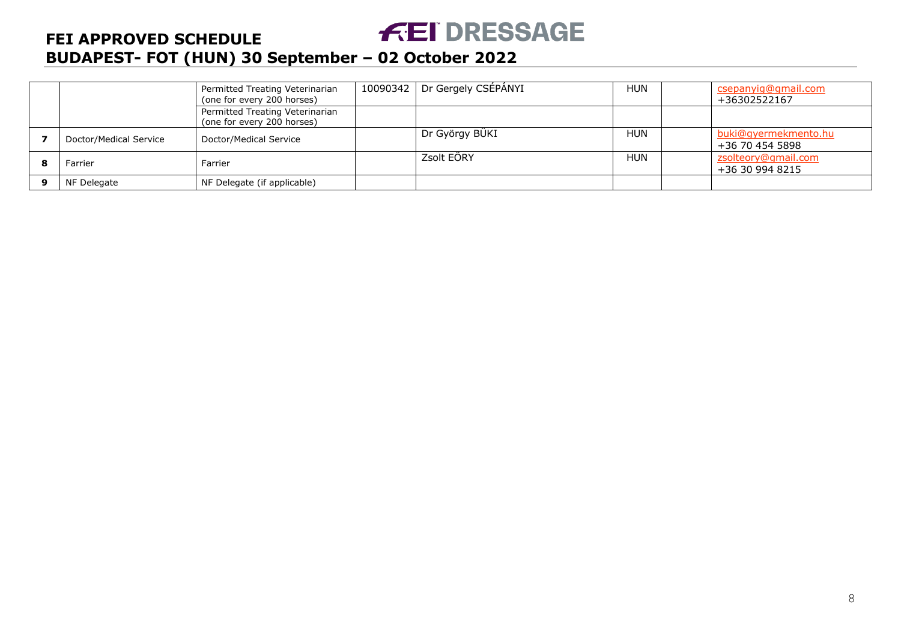| | | | | | | | |
|---|---|---|---|---|---|---|---|
| | | Permitted Treating Veterinarian (one for every 200 horses) | 10090342 | Dr Gergely CSÉPÁNYI | HUN | | csepanyig@gmail.com +36302522167 |
| | | Permitted Treating Veterinarian (one for every 200 horses) | | | | | |
| **7** | Doctor/Medical Service | Doctor/Medical Service | | Dr György BÜKI | HUN | | buki@gyermekmento.hu +36 70 454 5898 |
| **8** | Farrier | Farrier | | Zsolt EŐRY | HUN | | zsolteory@gmail.com +36 30 994 8215 |
| **9** | NF Delegate | NF Delegate (if applicable) | | | | | |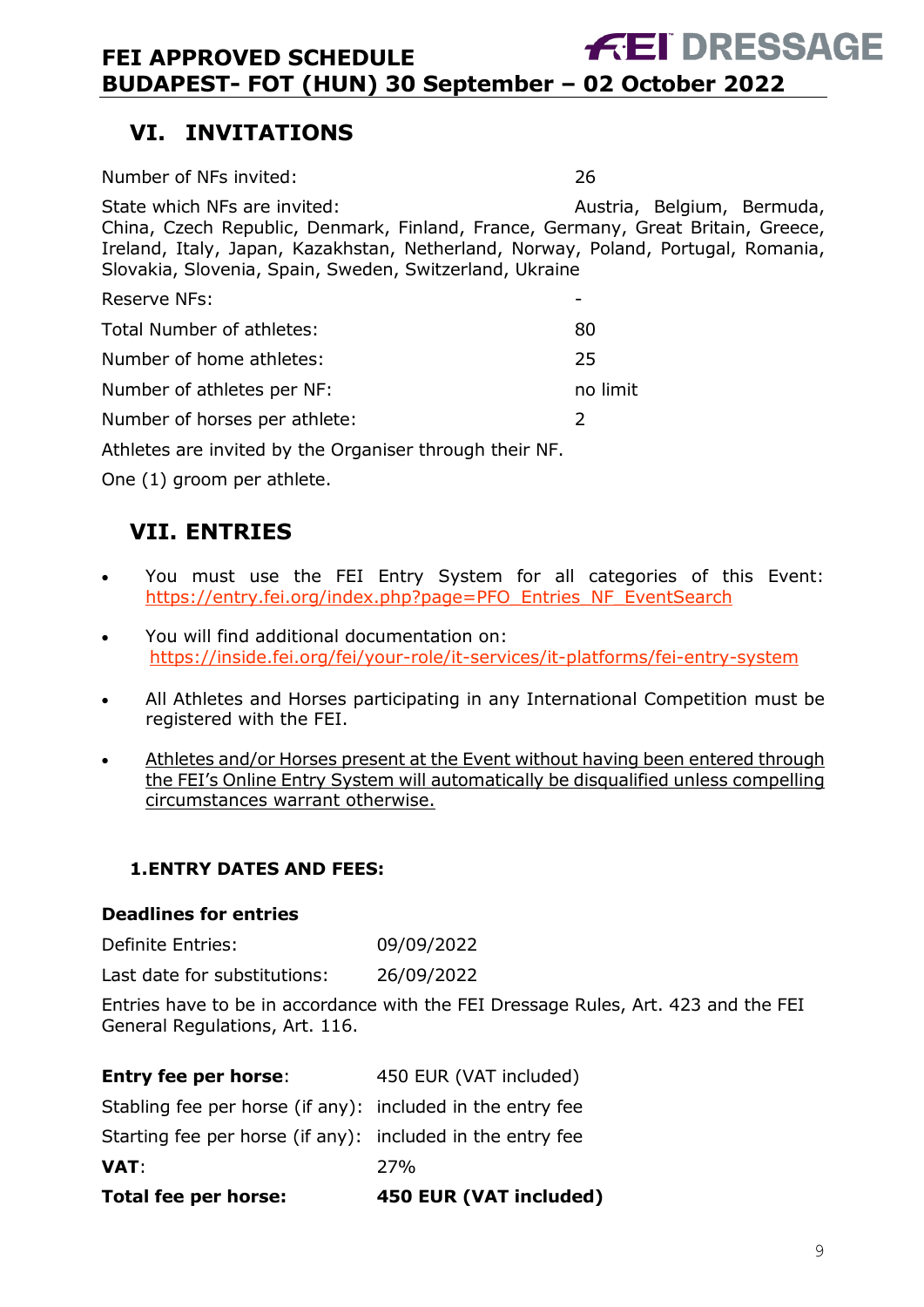## VI. INVITATIONS

Number of NFs invited: 26

State which NFs are invited: Austria, Belgium, Bermuda, China, Czech Republic, Denmark, Finland, France, Germany, Great Britain, Greece, Ireland, Italy, Japan, Kazakhstan, Netherland, Norway, Poland, Portugal, Romania, Slovakia, Slovenia, Spain, Sweden, Switzerland, Ukraine

Reserve NFs: -

Total Number of athletes: 80

Number of home athletes: 25

Number of athletes per NF: no limit

Number of horses per athlete: 2

Athletes are invited by the Organiser through their NF.

One (1) groom per athlete.

## VII. ENTRIES

- You must use the FEI Entry System for all categories of this Event: https://entry.fei.org/index.php?page=PFO_Entries_NF_EventSearch
- You will find additional documentation on: https://inside.fei.org/fei/your-role/it-services/it-platforms/fei-entry-system
- All Athletes and Horses participating in any International Competition must be registered with the FEI.
- Athletes and/or Horses present at the Event without having been entered through the FEI's Online Entry System will automatically be disqualified unless compelling circumstances warrant otherwise.

### 1. ENTRY DATES AND FEES:

**Deadlines for entries**

Definite Entries: 09/09/2022

Last date for substitutions: 26/09/2022

Entries have to be in accordance with the FEI Dressage Rules, Art. 423 and the FEI General Regulations, Art. 116.

**Entry fee per horse**: 450 EUR (VAT included)

Stabling fee per horse (if any): included in the entry fee

Starting fee per horse (if any): included in the entry fee

**VAT**: 27%

**Total fee per horse: 450 EUR (VAT included)**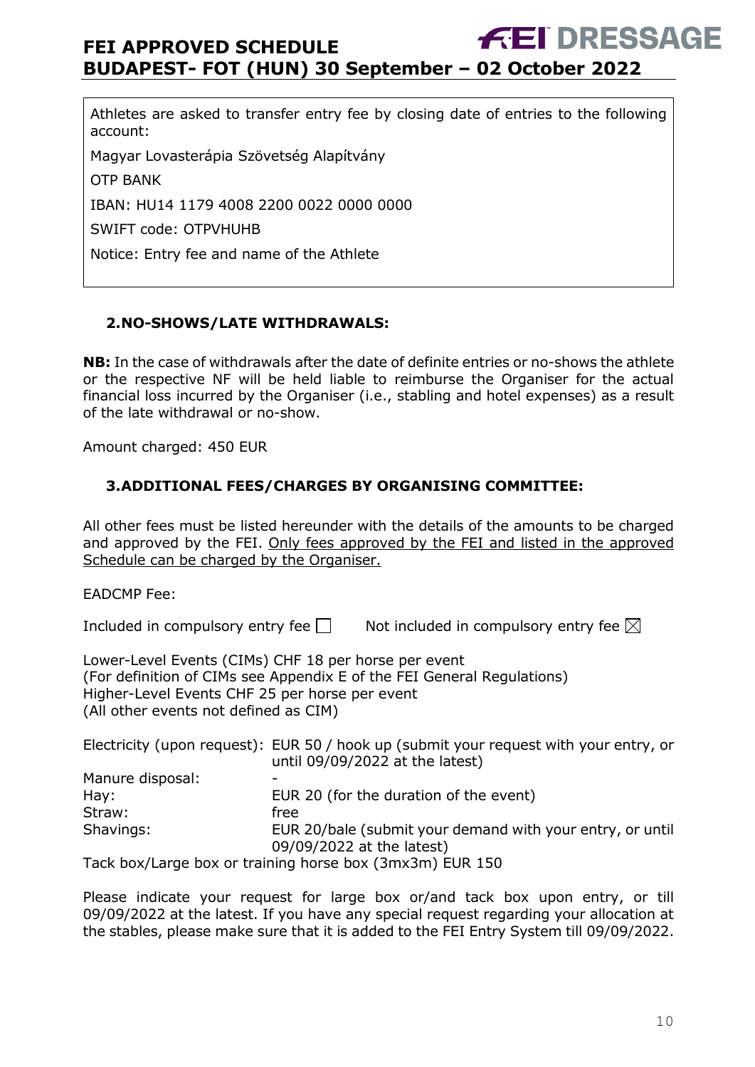Athletes are asked to transfer entry fee by closing date of entries to the following account:

Magyar Lovasterápia Szövetség Alapítvány

OTP BANK

IBAN: HU14 1179 4008 2200 0022 0000 0000

SWIFT code: OTPVHUHB

Notice: Entry fee and name of the Athlete

### 2. NO-SHOWS/LATE WITHDRAWALS:

**NB:** In the case of withdrawals after the date of definite entries or no-shows the athlete or the respective NF will be held liable to reimburse the Organiser for the actual financial loss incurred by the Organiser (i.e., stabling and hotel expenses) as a result of the late withdrawal or no-show.

Amount charged: 450 EUR

### 3. ADDITIONAL FEES/CHARGES BY ORGANISING COMMITTEE:

All other fees must be listed hereunder with the details of the amounts to be charged and approved by the FEI. Only fees approved by the FEI and listed in the approved Schedule can be charged by the Organiser.

EADCMP Fee:

Included in compulsory entry fee ☐ Not included in compulsory entry fee ☒

Lower-Level Events (CIMs) CHF 18 per horse per event
(For definition of CIMs see Appendix E of the FEI General Regulations)
Higher-Level Events CHF 25 per horse per event
(All other events not defined as CIM)

| | |
|---|---|
| Electricity (upon request): | EUR 50 / hook up (submit your request with your entry, or until 09/09/2022 at the latest) |
| Manure disposal: | - |
| Hay: | EUR 20 (for the duration of the event) |
| Straw: | free |
| Shavings: | EUR 20/bale (submit your demand with your entry, or until 09/09/2022 at the latest) |

Tack box/Large box or training horse box (3mx3m) EUR 150

Please indicate your request for large box or/and tack box upon entry, or till 09/09/2022 at the latest. If you have any special request regarding your allocation at the stables, please make sure that it is added to the FEI Entry System till 09/09/2022.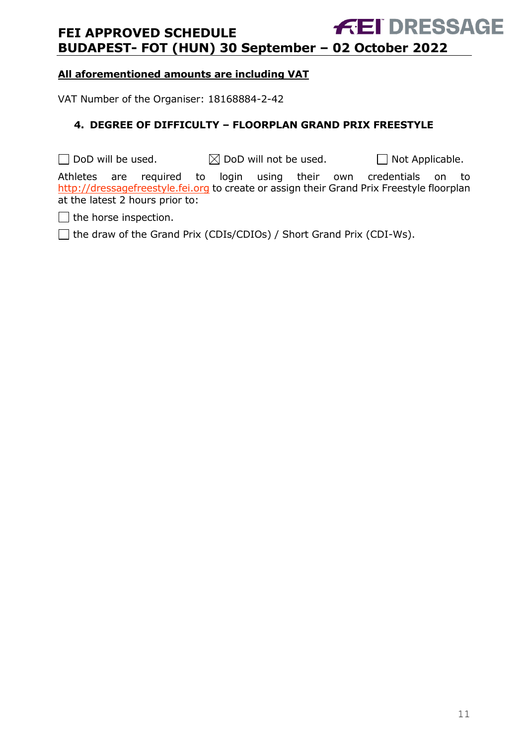**All aforementioned amounts are including VAT**

VAT Number of the Organiser: 18168884-2-42

## 4. DEGREE OF DIFFICULTY – FLOORPLAN GRAND PRIX FREESTYLE

☐ DoD will be used. ☒ DoD will not be used. ☐ Not Applicable.

Athletes are required to login using their own credentials on to http://dressagefreestyle.fei.org to create or assign their Grand Prix Freestyle floorplan at the latest 2 hours prior to:

☐ the horse inspection.

☐ the draw of the Grand Prix (CDIs/CDIOs) / Short Grand Prix (CDI-Ws).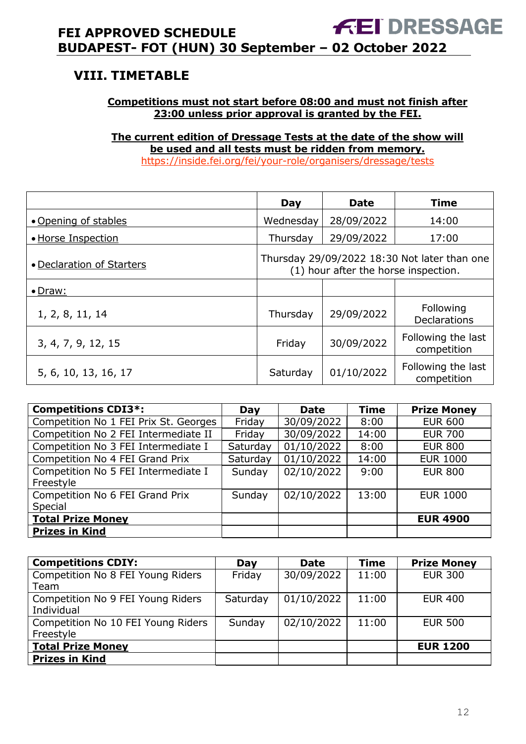## VIII. TIMETABLE

**Competitions must not start before 08:00 and must not finish after 23:00 unless prior approval is granted by the FEI.**

**The current edition of Dressage Tests at the date of the show will be used and all tests must be ridden from memory.**
https://inside.fei.org/fei/your-role/organisers/dressage/tests

| | Day | Date | Time |
|---|---|---|---|
| • Opening of stables | Wednesday | 28/09/2022 | 14:00 |
| • Horse Inspection | Thursday | 29/09/2022 | 17:00 |
| • Declaration of Starters | Thursday 29/09/2022 18:30 Not later than one (1) hour after the horse inspection. | | |
| • Draw: | | | |
| 1, 2, 8, 11, 14 | Thursday | 29/09/2022 | Following Declarations |
| 3, 4, 7, 9, 12, 15 | Friday | 30/09/2022 | Following the last competition |
| 5, 6, 10, 13, 16, 17 | Saturday | 01/10/2022 | Following the last competition |

| Competitions CDI3*: | Day | Date | Time | Prize Money |
|---|---|---|---|---|
| Competition No 1 FEI Prix St. Georges | Friday | 30/09/2022 | 8:00 | EUR 600 |
| Competition No 2 FEI Intermediate II | Friday | 30/09/2022 | 14:00 | EUR 700 |
| Competition No 3 FEI Intermediate I | Saturday | 01/10/2022 | 8:00 | EUR 800 |
| Competition No 4 FEI Grand Prix | Saturday | 01/10/2022 | 14:00 | EUR 1000 |
| Competition No 5 FEI Intermediate I Freestyle | Sunday | 02/10/2022 | 9:00 | EUR 800 |
| Competition No 6 FEI Grand Prix Special | Sunday | 02/10/2022 | 13:00 | EUR 1000 |
| **Total Prize Money** | | | | **EUR 4900** |
| **Prizes in Kind** | | | | |

| Competitions CDIY: | Day | Date | Time | Prize Money |
|---|---|---|---|---|
| Competition No 8 FEI Young Riders Team | Friday | 30/09/2022 | 11:00 | EUR 300 |
| Competition No 9 FEI Young Riders Individual | Saturday | 01/10/2022 | 11:00 | EUR 400 |
| Competition No 10 FEI Young Riders Freestyle | Sunday | 02/10/2022 | 11:00 | EUR 500 |
| **Total Prize Money** | | | | **EUR 1200** |
| **Prizes in Kind** | | | | |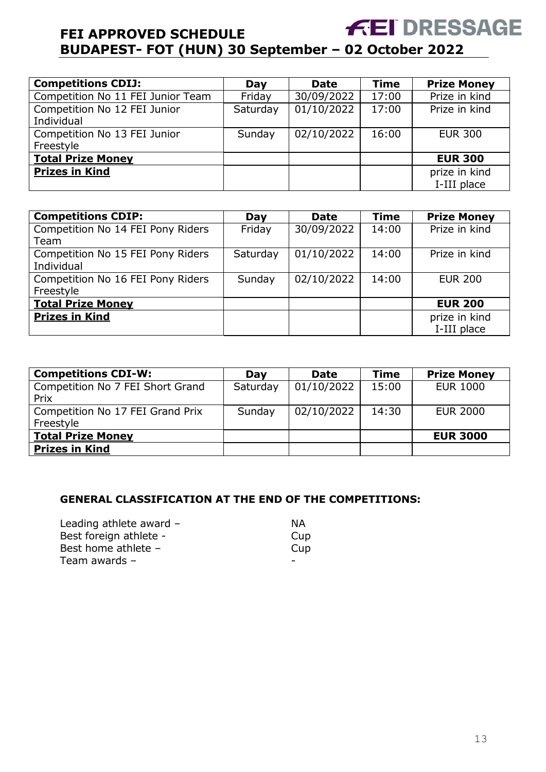| Competitions CDIJ: | Day | Date | Time | Prize Money |
|---|---|---|---|---|
| Competition No 11 FEI Junior Team | Friday | 30/09/2022 | 17:00 | Prize in kind |
| Competition No 12 FEI Junior Individual | Saturday | 01/10/2022 | 17:00 | Prize in kind |
| Competition No 13 FEI Junior Freestyle | Sunday | 02/10/2022 | 16:00 | EUR 300 |
| **Total Prize Money** | | | | **EUR 300** |
| **Prizes in Kind** | | | | prize in kind I-III place |

| Competitions CDIP: | Day | Date | Time | Prize Money |
|---|---|---|---|---|
| Competition No 14 FEI Pony Riders Team | Friday | 30/09/2022 | 14:00 | Prize in kind |
| Competition No 15 FEI Pony Riders Individual | Saturday | 01/10/2022 | 14:00 | Prize in kind |
| Competition No 16 FEI Pony Riders Freestyle | Sunday | 02/10/2022 | 14:00 | EUR 200 |
| **Total Prize Money** | | | | **EUR 200** |
| **Prizes in Kind** | | | | prize in kind I-III place |

| Competitions CDI-W: | Day | Date | Time | Prize Money |
|---|---|---|---|---|
| Competition No 7 FEI Short Grand Prix | Saturday | 01/10/2022 | 15:00 | EUR 1000 |
| Competition No 17 FEI Grand Prix Freestyle | Sunday | 02/10/2022 | 14:30 | EUR 2000 |
| **Total Prize Money** | | | | **EUR 3000** |
| **Prizes in Kind** | | | | |

### GENERAL CLASSIFICATION AT THE END OF THE COMPETITIONS:

| | |
|---|---|
| Leading athlete award – | NA |
| Best foreign athlete - | Cup |
| Best home athlete – | Cup |
| Team awards – | - |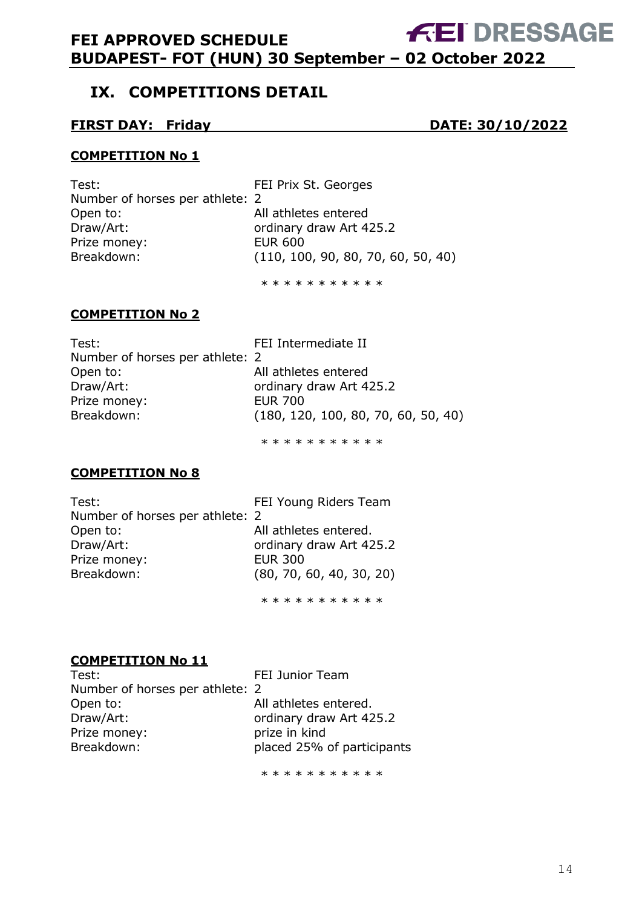## IX. COMPETITIONS DETAIL

**FIRST DAY: Friday DATE: 30/10/2022**

**COMPETITION No 1**

Test: FEI Prix St. Georges
Number of horses per athlete: 2
Open to: All athletes entered
Draw/Art: ordinary draw Art 425.2
Prize money: EUR 600
Breakdown: (110, 100, 90, 80, 70, 60, 50, 40)

\* \* \* \* \* \* \* \* \* \* \*

**COMPETITION No 2**

Test: FEI Intermediate II
Number of horses per athlete: 2
Open to: All athletes entered
Draw/Art: ordinary draw Art 425.2
Prize money: EUR 700
Breakdown: (180, 120, 100, 80, 70, 60, 50, 40)

\* \* \* \* \* \* \* \* \* \* \*

**COMPETITION No 8**

Test: FEI Young Riders Team
Number of horses per athlete: 2
Open to: All athletes entered.
Draw/Art: ordinary draw Art 425.2
Prize money: EUR 300
Breakdown: (80, 70, 60, 40, 30, 20)

\* \* \* \* \* \* \* \* \* \* \*

**COMPETITION No 11**

Test: FEI Junior Team
Number of horses per athlete: 2
Open to: All athletes entered.
Draw/Art: ordinary draw Art 425.2
Prize money: prize in kind
Breakdown: placed 25% of participants

\* \* \* \* \* \* \* \* \* \* \*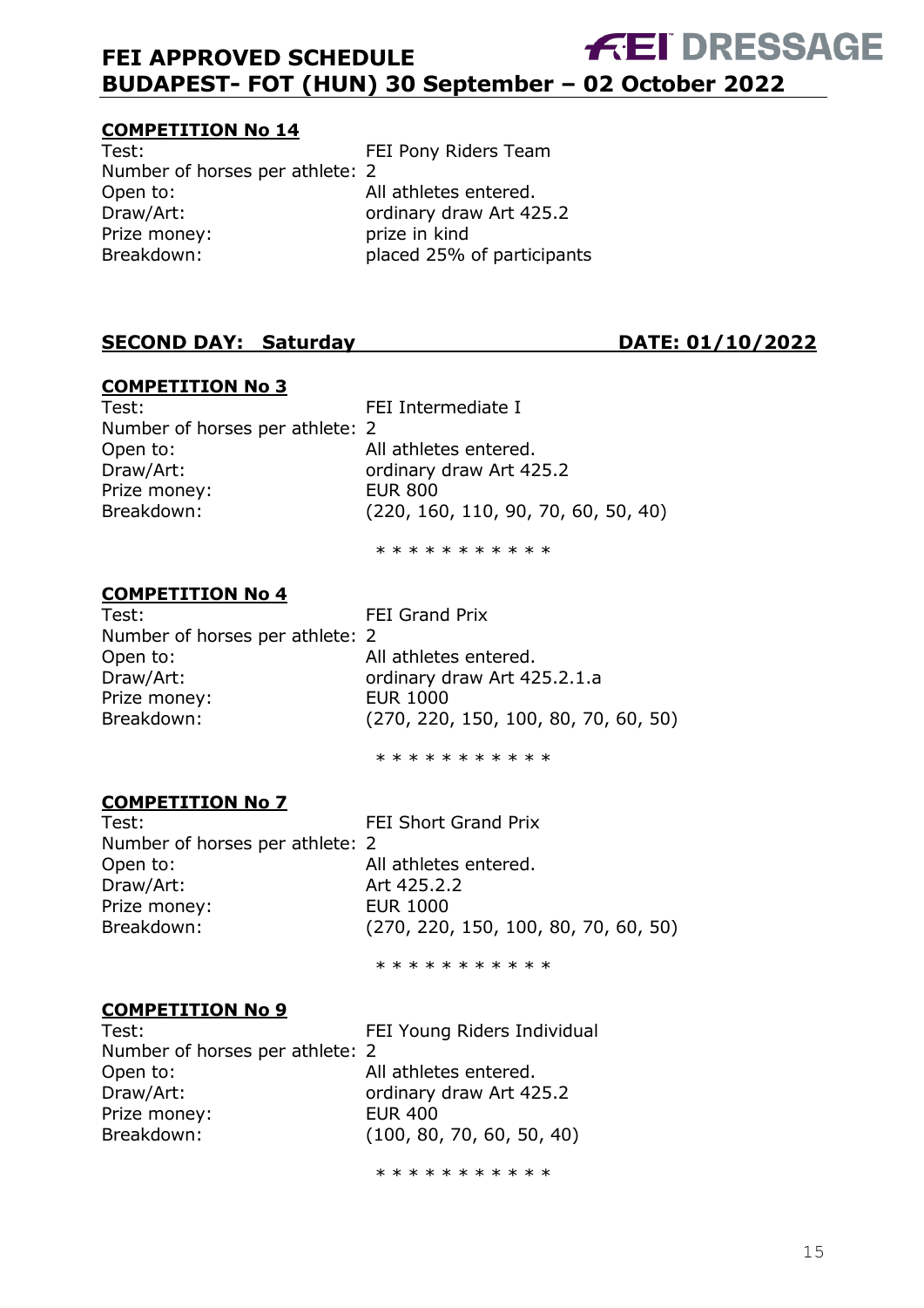## COMPETITION No 14

Test: FEI Pony Riders Team
Number of horses per athlete: 2
Open to: All athletes entered.
Draw/Art: ordinary draw Art 425.2
Prize money: prize in kind
Breakdown: placed 25% of participants

## SECOND DAY: Saturday DATE: 01/10/2022

## COMPETITION No 3

Test: FEI Intermediate I
Number of horses per athlete: 2
Open to: All athletes entered.
Draw/Art: ordinary draw Art 425.2
Prize money: EUR 800
Breakdown: (220, 160, 110, 90, 70, 60, 50, 40)

* * * * * * * * * * *

## COMPETITION No 4

Test: FEI Grand Prix
Number of horses per athlete: 2
Open to: All athletes entered.
Draw/Art: ordinary draw Art 425.2.1.a
Prize money: EUR 1000
Breakdown: (270, 220, 150, 100, 80, 70, 60, 50)

* * * * * * * * * * *

## COMPETITION No 7

Test: FEI Short Grand Prix
Number of horses per athlete: 2
Open to: All athletes entered.
Draw/Art: Art 425.2.2
Prize money: EUR 1000
Breakdown: (270, 220, 150, 100, 80, 70, 60, 50)

* * * * * * * * * * *

## COMPETITION No 9

Test: FEI Young Riders Individual
Number of horses per athlete: 2
Open to: All athletes entered.
Draw/Art: ordinary draw Art 425.2
Prize money: EUR 400
Breakdown: (100, 80, 70, 60, 50, 40)

* * * * * * * * * * *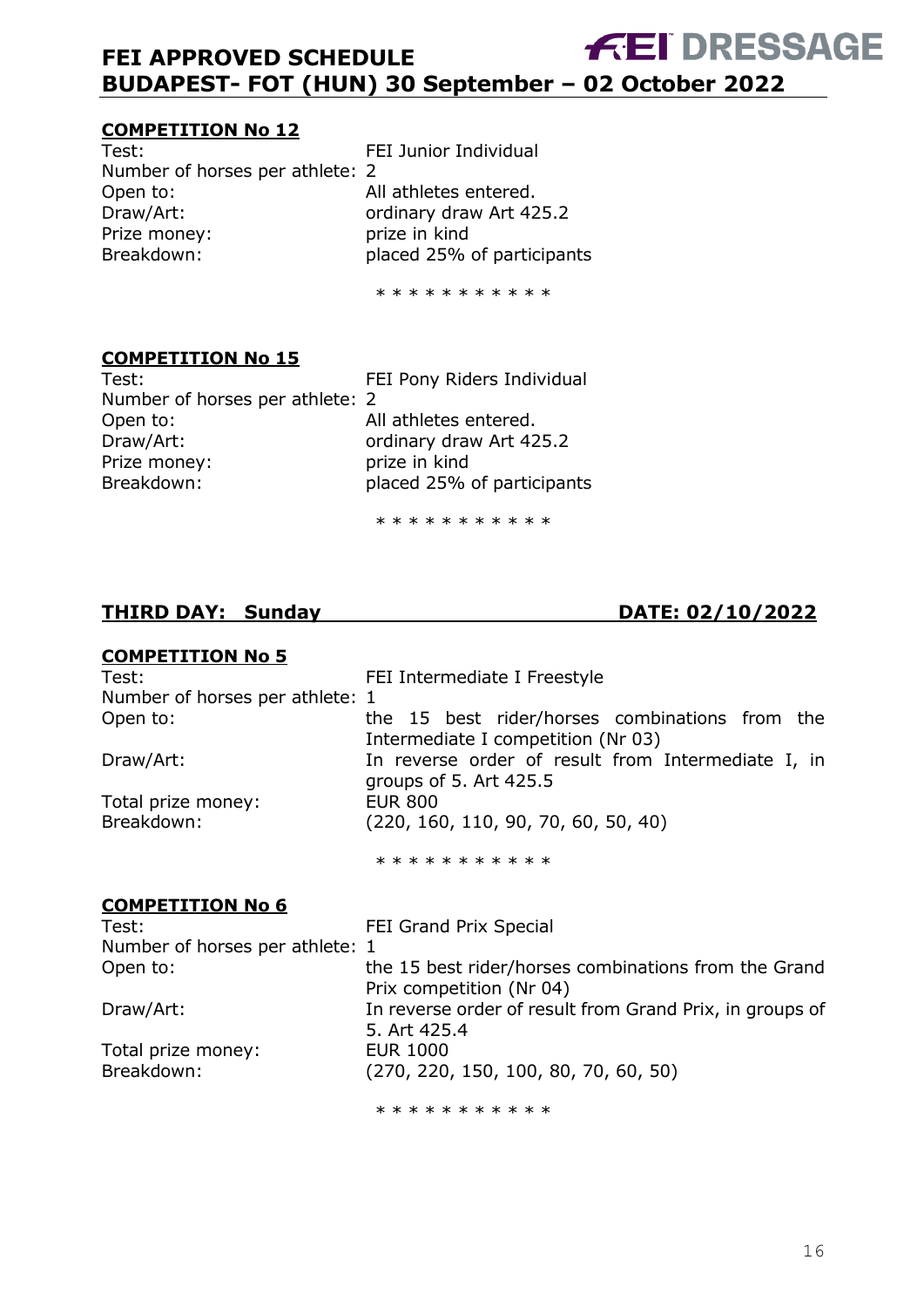**COMPETITION No 12**

| | |
|---|---|
| Test: | FEI Junior Individual |
| Number of horses per athlete: | 2 |
| Open to: | All athletes entered. |
| Draw/Art: | ordinary draw Art 425.2 |
| Prize money: | prize in kind |
| Breakdown: | placed 25% of participants |

* * * * * * * * * * *

**COMPETITION No 15**

| | |
|---|---|
| Test: | FEI Pony Riders Individual |
| Number of horses per athlete: | 2 |
| Open to: | All athletes entered. |
| Draw/Art: | ordinary draw Art 425.2 |
| Prize money: | prize in kind |
| Breakdown: | placed 25% of participants |

* * * * * * * * * * *

## THIRD DAY: Sunday DATE: 02/10/2022

**COMPETITION No 5**

| | |
|---|---|
| Test: | FEI Intermediate I Freestyle |
| Number of horses per athlete: | 1 |
| Open to: | the 15 best rider/horses combinations from the Intermediate I competition (Nr 03) |
| Draw/Art: | In reverse order of result from Intermediate I, in groups of 5. Art 425.5 |
| Total prize money: | EUR 800 |
| Breakdown: | (220, 160, 110, 90, 70, 60, 50, 40) |

* * * * * * * * * * *

**COMPETITION No 6**

| | |
|---|---|
| Test: | FEI Grand Prix Special |
| Number of horses per athlete: | 1 |
| Open to: | the 15 best rider/horses combinations from the Grand Prix competition (Nr 04) |
| Draw/Art: | In reverse order of result from Grand Prix, in groups of 5. Art 425.4 |
| Total prize money: | EUR 1000 |
| Breakdown: | (270, 220, 150, 100, 80, 70, 60, 50) |

* * * * * * * * * * *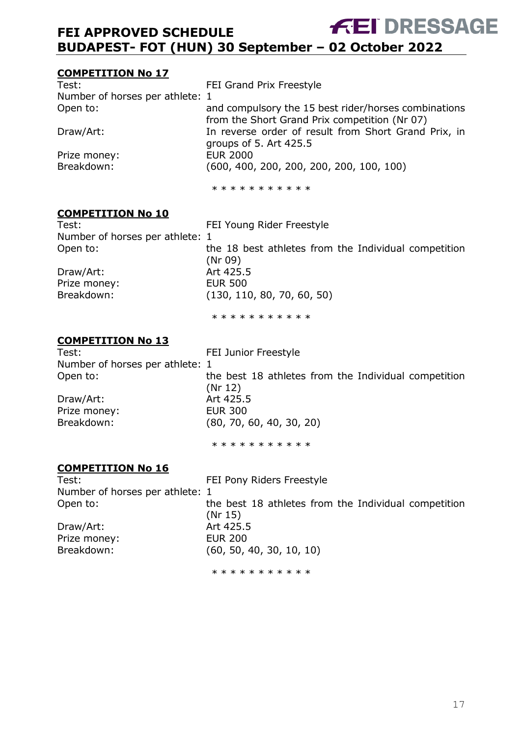**COMPETITION No 17**

| | |
|---|---|
| Test: | FEI Grand Prix Freestyle |
| Number of horses per athlete: | 1 |
| Open to: | and compulsory the 15 best rider/horses combinations from the Short Grand Prix competition (Nr 07) |
| Draw/Art: | In reverse order of result from Short Grand Prix, in groups of 5. Art 425.5 |
| Prize money: | EUR 2000 |
| Breakdown: | (600, 400, 200, 200, 200, 200, 100, 100) |

* * * * * * * * * * *

**COMPETITION No 10**

| | |
|---|---|
| Test: | FEI Young Rider Freestyle |
| Number of horses per athlete: | 1 |
| Open to: | the 18 best athletes from the Individual competition (Nr 09) |
| Draw/Art: | Art 425.5 |
| Prize money: | EUR 500 |
| Breakdown: | (130, 110, 80, 70, 60, 50) |

* * * * * * * * * * *

**COMPETITION No 13**

| | |
|---|---|
| Test: | FEI Junior Freestyle |
| Number of horses per athlete: | 1 |
| Open to: | the best 18 athletes from the Individual competition (Nr 12) |
| Draw/Art: | Art 425.5 |
| Prize money: | EUR 300 |
| Breakdown: | (80, 70, 60, 40, 30, 20) |

* * * * * * * * * * *

**COMPETITION No 16**

| | |
|---|---|
| Test: | FEI Pony Riders Freestyle |
| Number of horses per athlete: | 1 |
| Open to: | the best 18 athletes from the Individual competition (Nr 15) |
| Draw/Art: | Art 425.5 |
| Prize money: | EUR 200 |
| Breakdown: | (60, 50, 40, 30, 10, 10) |

* * * * * * * * * * *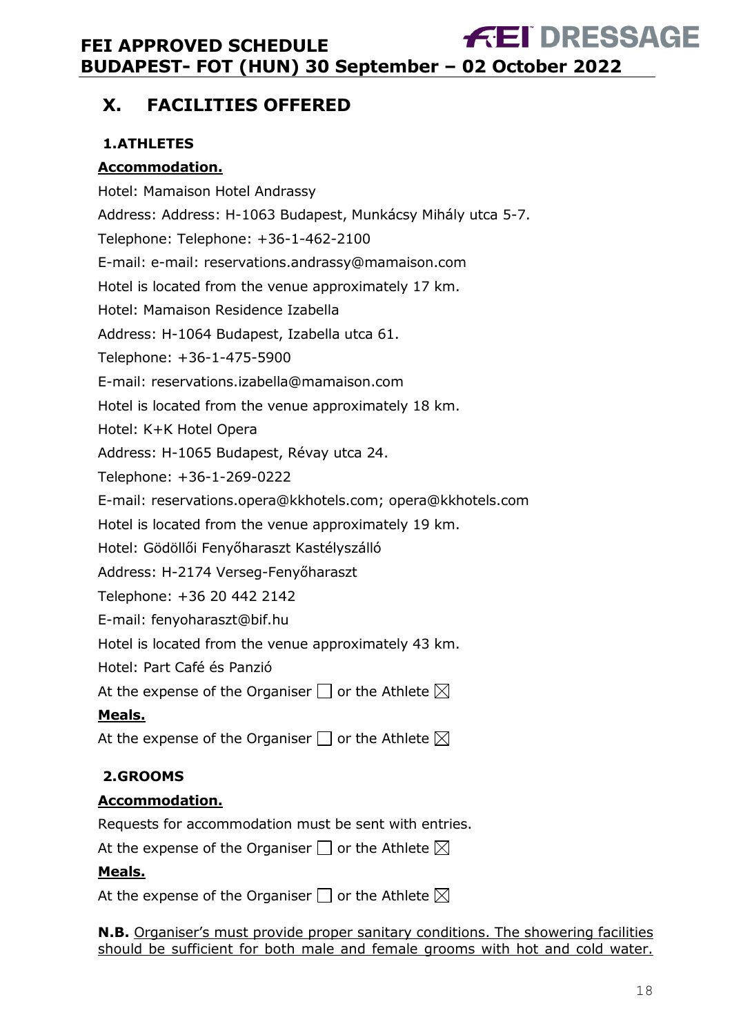## X. FACILITIES OFFERED

### 1.ATHLETES

**Accommodation.**

Hotel: Mamaison Hotel Andrassy

Address: Address: H-1063 Budapest, Munkácsy Mihály utca 5-7.

Telephone: Telephone: +36-1-462-2100

E-mail: e-mail: reservations.andrassy@mamaison.com

Hotel is located from the venue approximately 17 km.

Hotel: Mamaison Residence Izabella

Address: H-1064 Budapest, Izabella utca 61.

Telephone: +36-1-475-5900

E-mail: reservations.izabella@mamaison.com

Hotel is located from the venue approximately 18 km.

Hotel: K+K Hotel Opera

Address: H-1065 Budapest, Révay utca 24.

Telephone: +36-1-269-0222

E-mail: reservations.opera@kkhotels.com; opera@kkhotels.com

Hotel is located from the venue approximately 19 km.

Hotel: Gödöllői Fenyőharaszt Kastélyszálló

Address: H-2174 Verseg-Fenyőharaszt

Telephone: +36 20 442 2142

E-mail: fenyoharaszt@bif.hu

Hotel is located from the venue approximately 43 km.

Hotel: Part Café és Panzió

At the expense of the Organiser ☐ or the Athlete ☒

**Meals.**

At the expense of the Organiser ☐ or the Athlete ☒

### 2.GROOMS

**Accommodation.**

Requests for accommodation must be sent with entries.

At the expense of the Organiser ☐ or the Athlete ☒

**Meals.**

At the expense of the Organiser ☐ or the Athlete ☒

**N.B.** Organiser's must provide proper sanitary conditions. The showering facilities should be sufficient for both male and female grooms with hot and cold water.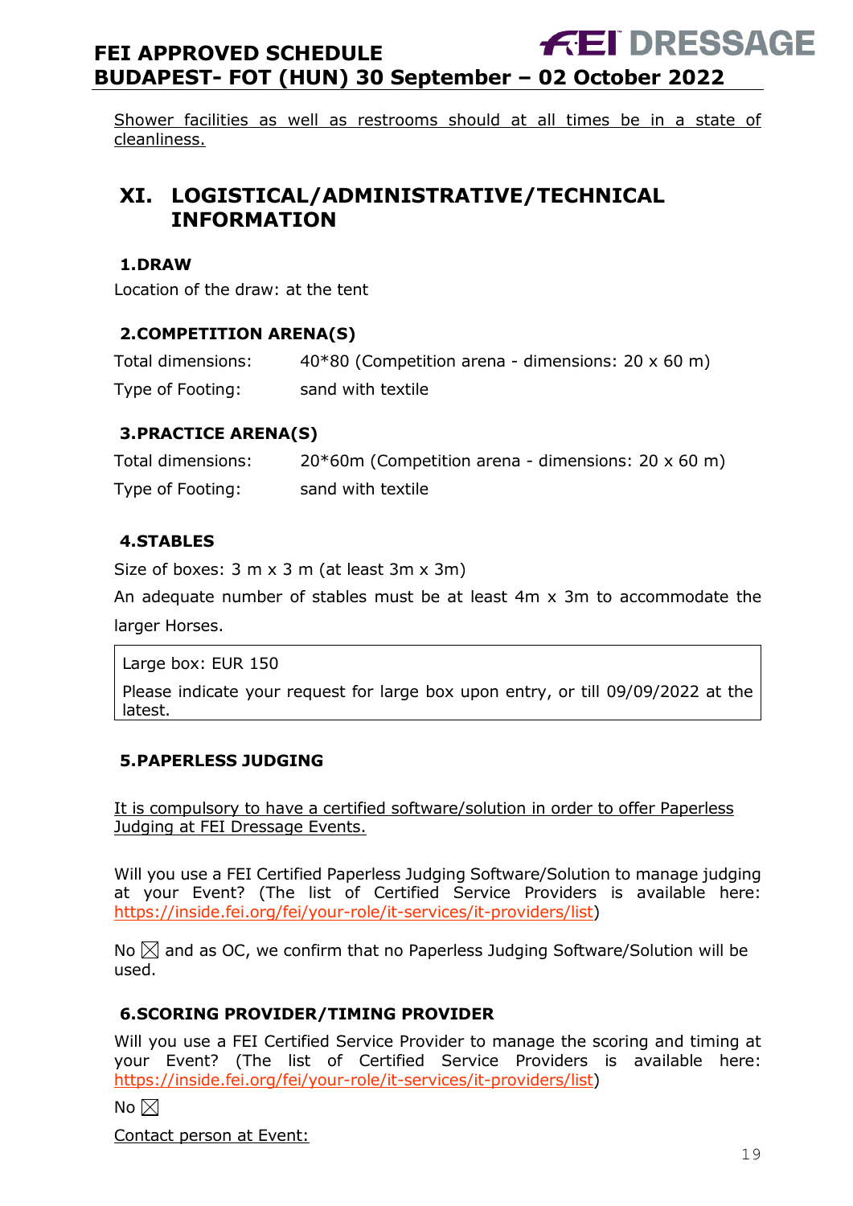Shower facilities as well as restrooms should at all times be in a state of cleanliness.

# XI. LOGISTICAL/ADMINISTRATIVE/TECHNICAL INFORMATION

## 1. DRAW

Location of the draw: at the tent

## 2. COMPETITION ARENA(S)

| | |
|---|---|
| Total dimensions: | 40*80 (Competition arena - dimensions: 20 x 60 m) |
| Type of Footing: | sand with textile |

## 3. PRACTICE ARENA(S)

| | |
|---|---|
| Total dimensions: | 20*60m (Competition arena - dimensions: 20 x 60 m) |
| Type of Footing: | sand with textile |

## 4. STABLES

Size of boxes: 3 m x 3 m (at least 3m x 3m)

An adequate number of stables must be at least 4m x 3m to accommodate the larger Horses.

Large box: EUR 150

Please indicate your request for large box upon entry, or till 09/09/2022 at the latest.

## 5. PAPERLESS JUDGING

It is compulsory to have a certified software/solution in order to offer Paperless Judging at FEI Dressage Events.

Will you use a FEI Certified Paperless Judging Software/Solution to manage judging at your Event? (The list of Certified Service Providers is available here: https://inside.fei.org/fei/your-role/it-services/it-providers/list)

No ☒ and as OC, we confirm that no Paperless Judging Software/Solution will be used.

## 6. SCORING PROVIDER/TIMING PROVIDER

Will you use a FEI Certified Service Provider to manage the scoring and timing at your Event? (The list of Certified Service Providers is available here: https://inside.fei.org/fei/your-role/it-services/it-providers/list)

No ☒

Contact person at Event: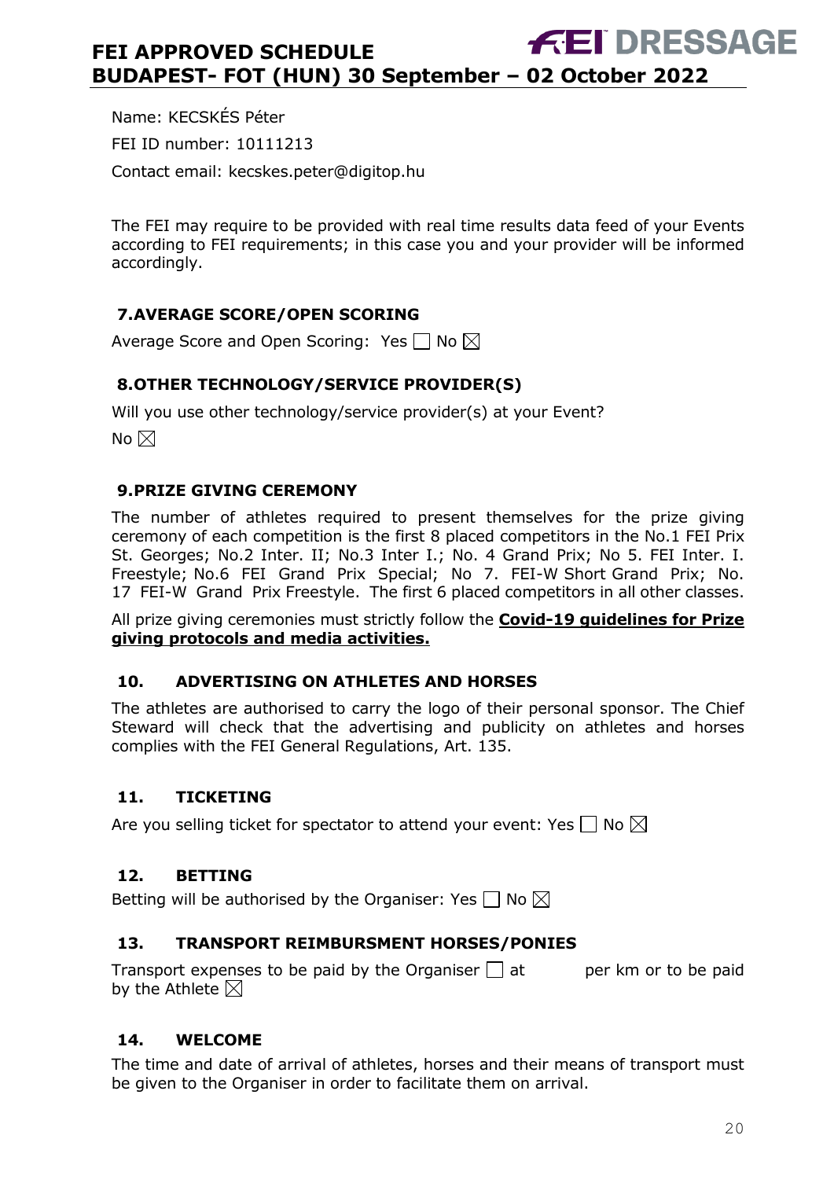Name: KECSKÉS Péter

FEI ID number: 10111213

Contact email: kecskes.peter@digitop.hu

The FEI may require to be provided with real time results data feed of your Events according to FEI requirements; in this case you and your provider will be informed accordingly.

## 7. AVERAGE SCORE/OPEN SCORING

Average Score and Open Scoring: Yes ☐ No ☒

## 8. OTHER TECHNOLOGY/SERVICE PROVIDER(S)

Will you use other technology/service provider(s) at your Event?

No ☒

## 9. PRIZE GIVING CEREMONY

The number of athletes required to present themselves for the prize giving ceremony of each competition is the first 8 placed competitors in the No.1 FEI Prix St. Georges; No.2 Inter. II; No.3 Inter I.; No. 4 Grand Prix; No 5. FEI Inter. I. Freestyle; No.6 FEI Grand Prix Special; No 7. FEI-W Short Grand Prix; No. 17 FEI-W Grand Prix Freestyle. The first 6 placed competitors in all other classes.

All prize giving ceremonies must strictly follow the **Covid-19 guidelines for Prize giving protocols and media activities.**

## 10. ADVERTISING ON ATHLETES AND HORSES

The athletes are authorised to carry the logo of their personal sponsor. The Chief Steward will check that the advertising and publicity on athletes and horses complies with the FEI General Regulations, Art. 135.

## 11. TICKETING

Are you selling ticket for spectator to attend your event: Yes ☐ No ☒

## 12. BETTING

Betting will be authorised by the Organiser: Yes ☐ No ☒

## 13. TRANSPORT REIMBURSMENT HORSES/PONIES

Transport expenses to be paid by the Organiser ☐ at per km or to be paid by the Athlete ☒

## 14. WELCOME

The time and date of arrival of athletes, horses and their means of transport must be given to the Organiser in order to facilitate them on arrival.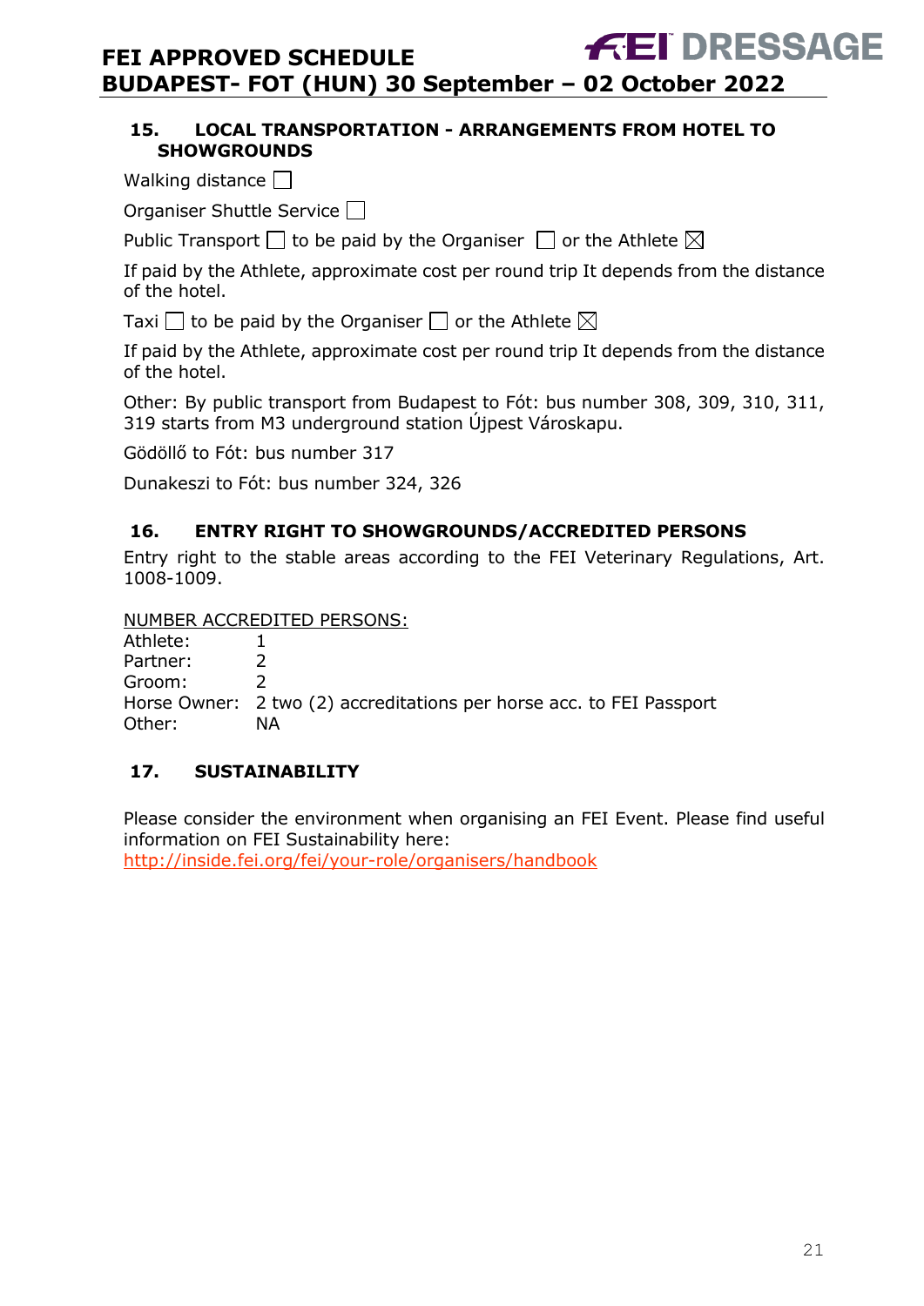## 15. LOCAL TRANSPORTATION - ARRANGEMENTS FROM HOTEL TO SHOWGROUNDS

Walking distance ☐

Organiser Shuttle Service ☐

Public Transport ☐ to be paid by the Organiser ☐ or the Athlete ☒

If paid by the Athlete, approximate cost per round trip It depends from the distance of the hotel.

Taxi ☐ to be paid by the Organiser ☐ or the Athlete ☒

If paid by the Athlete, approximate cost per round trip It depends from the distance of the hotel.

Other: By public transport from Budapest to Fót: bus number 308, 309, 310, 311, 319 starts from M3 underground station Újpest Városkapu.

Gödöllő to Fót: bus number 317

Dunakeszi to Fót: bus number 324, 326

## 16. ENTRY RIGHT TO SHOWGROUNDS/ACCREDITED PERSONS

Entry right to the stable areas according to the FEI Veterinary Regulations, Art. 1008-1009.

NUMBER ACCREDITED PERSONS:

| | |
|---|---|
| Athlete: | 1 |
| Partner: | 2 |
| Groom: | 2 |
| Horse Owner: | 2 two (2) accreditations per horse acc. to FEI Passport |
| Other: | NA |

## 17. SUSTAINABILITY

Please consider the environment when organising an FEI Event. Please find useful information on FEI Sustainability here:
http://inside.fei.org/fei/your-role/organisers/handbook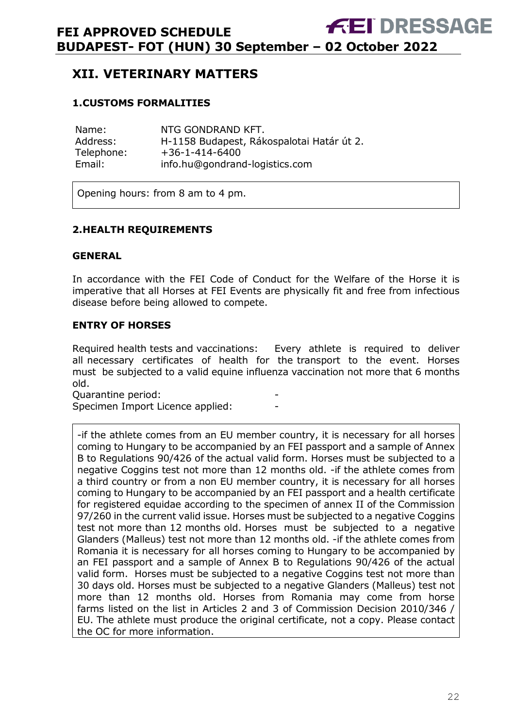# XII. VETERINARY MATTERS

## 1.CUSTOMS FORMALITIES

| | |
|---|---|
| Name: | NTG GONDRAND KFT. |
| Address: | H-1158 Budapest, Rákospalotai Határ út 2. |
| Telephone: | +36-1-414-6400 |
| Email: | info.hu@gondrand-logistics.com |

Opening hours: from 8 am to 4 pm.

## 2.HEALTH REQUIREMENTS

### GENERAL

In accordance with the FEI Code of Conduct for the Welfare of the Horse it is imperative that all Horses at FEI Events are physically fit and free from infectious disease before being allowed to compete.

### ENTRY OF HORSES

Required health tests and vaccinations: Every athlete is required to deliver all necessary certificates of health for the transport to the event. Horses must be subjected to a valid equine influenza vaccination not more that 6 months old.

Quarantine period: -

Specimen Import Licence applied: -

-if the athlete comes from an EU member country, it is necessary for all horses coming to Hungary to be accompanied by an FEI passport and a sample of Annex B to Regulations 90/426 of the actual valid form. Horses must be subjected to a negative Coggins test not more than 12 months old. -if the athlete comes from a third country or from a non EU member country, it is necessary for all horses coming to Hungary to be accompanied by an FEI passport and a health certificate for registered equidae according to the specimen of annex II of the Commission 97/260 in the current valid issue. Horses must be subjected to a negative Coggins test not more than 12 months old. Horses must be subjected to a negative Glanders (Malleus) test not more than 12 months old. -if the athlete comes from Romania it is necessary for all horses coming to Hungary to be accompanied by an FEI passport and a sample of Annex B to Regulations 90/426 of the actual valid form. Horses must be subjected to a negative Coggins test not more than 30 days old. Horses must be subjected to a negative Glanders (Malleus) test not more than 12 months old. Horses from Romania may come from horse farms listed on the list in Articles 2 and 3 of Commission Decision 2010/346 / EU. The athlete must produce the original certificate, not a copy. Please contact the OC for more information.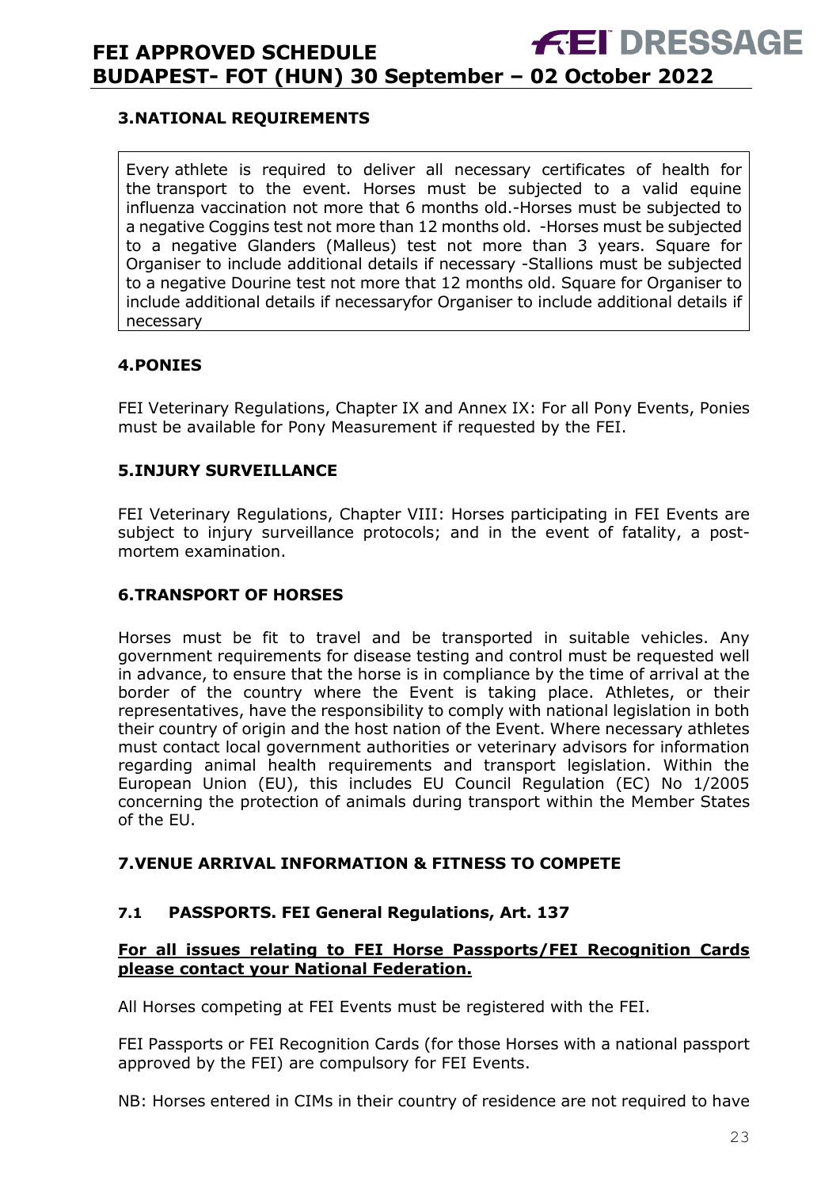## 3.NATIONAL REQUIREMENTS

Every athlete is required to deliver all necessary certificates of health for the transport to the event. Horses must be subjected to a valid equine influenza vaccination not more that 6 months old.-Horses must be subjected to a negative Coggins test not more than 12 months old. -Horses must be subjected to a negative Glanders (Malleus) test not more than 3 years. Square for Organiser to include additional details if necessary -Stallions must be subjected to a negative Dourine test not more that 12 months old. Square for Organiser to include additional details if necessaryfor Organiser to include additional details if necessary

## 4.PONIES

FEI Veterinary Regulations, Chapter IX and Annex IX: For all Pony Events, Ponies must be available for Pony Measurement if requested by the FEI.

## 5.INJURY SURVEILLANCE

FEI Veterinary Regulations, Chapter VIII: Horses participating in FEI Events are subject to injury surveillance protocols; and in the event of fatality, a post-mortem examination.

## 6.TRANSPORT OF HORSES

Horses must be fit to travel and be transported in suitable vehicles. Any government requirements for disease testing and control must be requested well in advance, to ensure that the horse is in compliance by the time of arrival at the border of the country where the Event is taking place. Athletes, or their representatives, have the responsibility to comply with national legislation in both their country of origin and the host nation of the Event. Where necessary athletes must contact local government authorities or veterinary advisors for information regarding animal health requirements and transport legislation. Within the European Union (EU), this includes EU Council Regulation (EC) No 1/2005 concerning the protection of animals during transport within the Member States of the EU.

## 7.VENUE ARRIVAL INFORMATION & FITNESS TO COMPETE

### 7.1 PASSPORTS. FEI General Regulations, Art. 137

**For all issues relating to FEI Horse Passports/FEI Recognition Cards please contact your National Federation.**

All Horses competing at FEI Events must be registered with the FEI.

FEI Passports or FEI Recognition Cards (for those Horses with a national passport approved by the FEI) are compulsory for FEI Events.

NB: Horses entered in CIMs in their country of residence are not required to have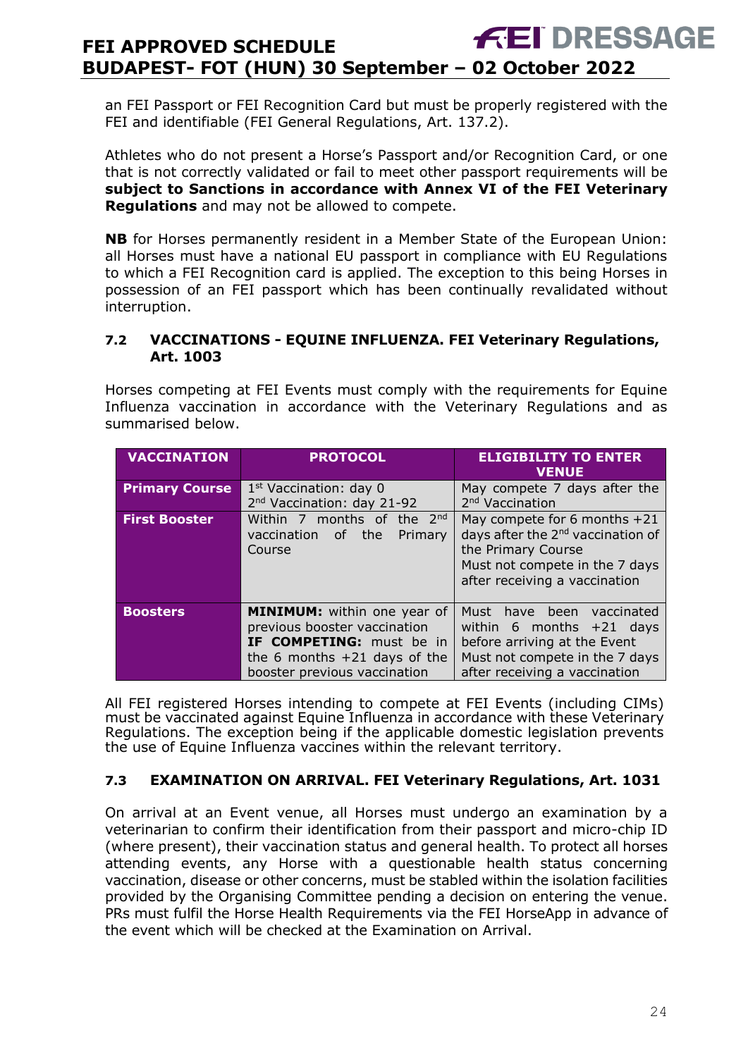an FEI Passport or FEI Recognition Card but must be properly registered with the FEI and identifiable (FEI General Regulations, Art. 137.2).

Athletes who do not present a Horse's Passport and/or Recognition Card, or one that is not correctly validated or fail to meet other passport requirements will be **subject to Sanctions in accordance with Annex VI of the FEI Veterinary Regulations** and may not be allowed to compete.

**NB** for Horses permanently resident in a Member State of the European Union: all Horses must have a national EU passport in compliance with EU Regulations to which a FEI Recognition card is applied. The exception to this being Horses in possession of an FEI passport which has been continually revalidated without interruption.

### 7.2 VACCINATIONS - EQUINE INFLUENZA. FEI Veterinary Regulations, Art. 1003

Horses competing at FEI Events must comply with the requirements for Equine Influenza vaccination in accordance with the Veterinary Regulations and as summarised below.

| VACCINATION | PROTOCOL | ELIGIBILITY TO ENTER VENUE |
|---|---|---|
| **Primary Course** | 1st Vaccination: day 0<br>2nd Vaccination: day 21-92 | May compete 7 days after the 2nd Vaccination |
| **First Booster** | Within 7 months of the 2nd vaccination of the Primary Course | May compete for 6 months +21 days after the 2nd vaccination of the Primary Course<br>Must not compete in the 7 days after receiving a vaccination |
| **Boosters** | **MINIMUM:** within one year of previous booster vaccination<br>**IF COMPETING:** must be in the 6 months +21 days of the booster previous vaccination | Must have been vaccinated within 6 months +21 days before arriving at the Event<br>Must not compete in the 7 days after receiving a vaccination |

All FEI registered Horses intending to compete at FEI Events (including CIMs) must be vaccinated against Equine Influenza in accordance with these Veterinary Regulations. The exception being if the applicable domestic legislation prevents the use of Equine Influenza vaccines within the relevant territory.

### 7.3 EXAMINATION ON ARRIVAL. FEI Veterinary Regulations, Art. 1031

On arrival at an Event venue, all Horses must undergo an examination by a veterinarian to confirm their identification from their passport and micro-chip ID (where present), their vaccination status and general health. To protect all horses attending events, any Horse with a questionable health status concerning vaccination, disease or other concerns, must be stabled within the isolation facilities provided by the Organising Committee pending a decision on entering the venue. PRs must fulfil the Horse Health Requirements via the FEI HorseApp in advance of the event which will be checked at the Examination on Arrival.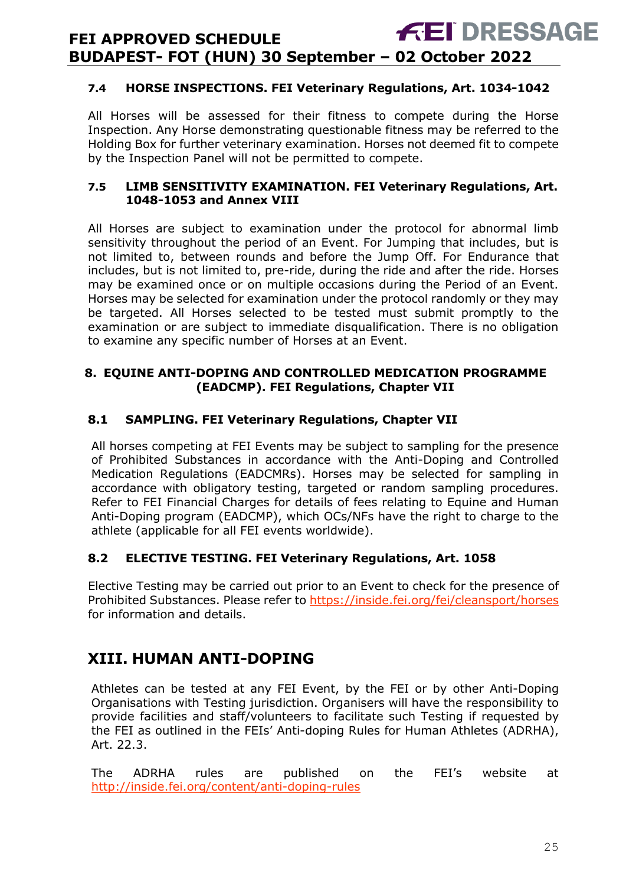### 7.4 HORSE INSPECTIONS. FEI Veterinary Regulations, Art. 1034-1042

All Horses will be assessed for their fitness to compete during the Horse Inspection. Any Horse demonstrating questionable fitness may be referred to the Holding Box for further veterinary examination. Horses not deemed fit to compete by the Inspection Panel will not be permitted to compete.

### 7.5 LIMB SENSITIVITY EXAMINATION. FEI Veterinary Regulations, Art. 1048-1053 and Annex VIII

All Horses are subject to examination under the protocol for abnormal limb sensitivity throughout the period of an Event. For Jumping that includes, but is not limited to, between rounds and before the Jump Off. For Endurance that includes, but is not limited to, pre-ride, during the ride and after the ride. Horses may be examined once or on multiple occasions during the Period of an Event. Horses may be selected for examination under the protocol randomly or they may be targeted. All Horses selected to be tested must submit promptly to the examination or are subject to immediate disqualification. There is no obligation to examine any specific number of Horses at an Event.

## 8. EQUINE ANTI-DOPING AND CONTROLLED MEDICATION PROGRAMME (EADCMP). FEI Regulations, Chapter VII

### 8.1 SAMPLING. FEI Veterinary Regulations, Chapter VII

All horses competing at FEI Events may be subject to sampling for the presence of Prohibited Substances in accordance with the Anti-Doping and Controlled Medication Regulations (EADCMRs). Horses may be selected for sampling in accordance with obligatory testing, targeted or random sampling procedures. Refer to FEI Financial Charges for details of fees relating to Equine and Human Anti-Doping program (EADCMP), which OCs/NFs have the right to charge to the athlete (applicable for all FEI events worldwide).

### 8.2 ELECTIVE TESTING. FEI Veterinary Regulations, Art. 1058

Elective Testing may be carried out prior to an Event to check for the presence of Prohibited Substances. Please refer to https://inside.fei.org/fei/cleansport/horses for information and details.

## XIII. HUMAN ANTI-DOPING

Athletes can be tested at any FEI Event, by the FEI or by other Anti-Doping Organisations with Testing jurisdiction. Organisers will have the responsibility to provide facilities and staff/volunteers to facilitate such Testing if requested by the FEI as outlined in the FEIs' Anti-doping Rules for Human Athletes (ADRHA), Art. 22.3.

The ADRHA rules are published on the FEI's website at http://inside.fei.org/content/anti-doping-rules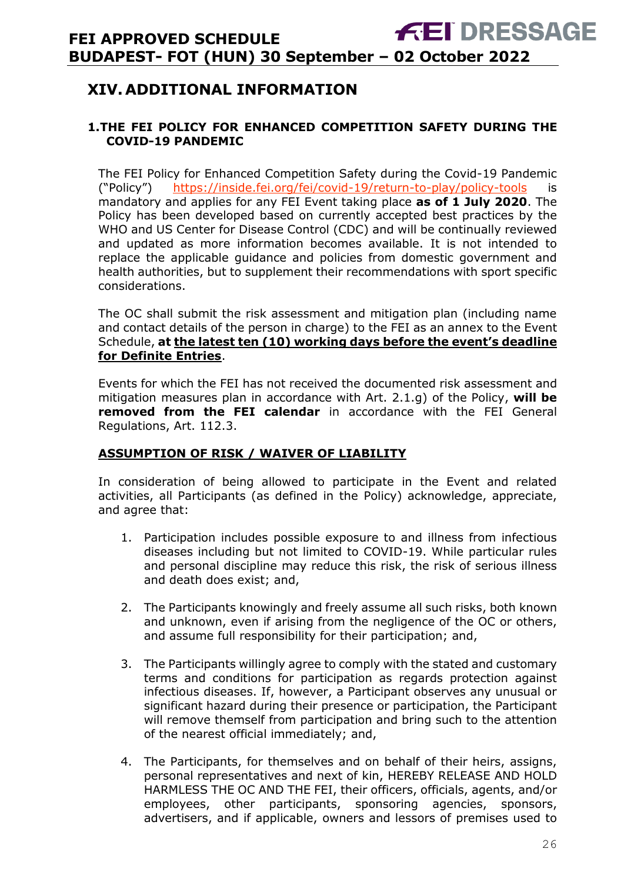## XIV. ADDITIONAL INFORMATION

### 1. THE FEI POLICY FOR ENHANCED COMPETITION SAFETY DURING THE COVID-19 PANDEMIC

The FEI Policy for Enhanced Competition Safety during the Covid-19 Pandemic ("Policy") https://inside.fei.org/fei/covid-19/return-to-play/policy-tools is mandatory and applies for any FEI Event taking place **as of 1 July 2020**. The Policy has been developed based on currently accepted best practices by the WHO and US Center for Disease Control (CDC) and will be continually reviewed and updated as more information becomes available. It is not intended to replace the applicable guidance and policies from domestic government and health authorities, but to supplement their recommendations with sport specific considerations.

The OC shall submit the risk assessment and mitigation plan (including name and contact details of the person in charge) to the FEI as an annex to the Event Schedule, **at <u>the latest ten (10) working days before the event's deadline for Definite Entries</u>**.

Events for which the FEI has not received the documented risk assessment and mitigation measures plan in accordance with Art. 2.1.g) of the Policy, **will be removed from the FEI calendar** in accordance with the FEI General Regulations, Art. 112.3.

**<u>ASSUMPTION OF RISK / WAIVER OF LIABILITY</u>**

In consideration of being allowed to participate in the Event and related activities, all Participants (as defined in the Policy) acknowledge, appreciate, and agree that:

1. Participation includes possible exposure to and illness from infectious diseases including but not limited to COVID-19. While particular rules and personal discipline may reduce this risk, the risk of serious illness and death does exist; and,

2. The Participants knowingly and freely assume all such risks, both known and unknown, even if arising from the negligence of the OC or others, and assume full responsibility for their participation; and,

3. The Participants willingly agree to comply with the stated and customary terms and conditions for participation as regards protection against infectious diseases. If, however, a Participant observes any unusual or significant hazard during their presence or participation, the Participant will remove themself from participation and bring such to the attention of the nearest official immediately; and,

4. The Participants, for themselves and on behalf of their heirs, assigns, personal representatives and next of kin, HEREBY RELEASE AND HOLD HARMLESS THE OC AND THE FEI, their officers, officials, agents, and/or employees, other participants, sponsoring agencies, sponsors, advertisers, and if applicable, owners and lessors of premises used to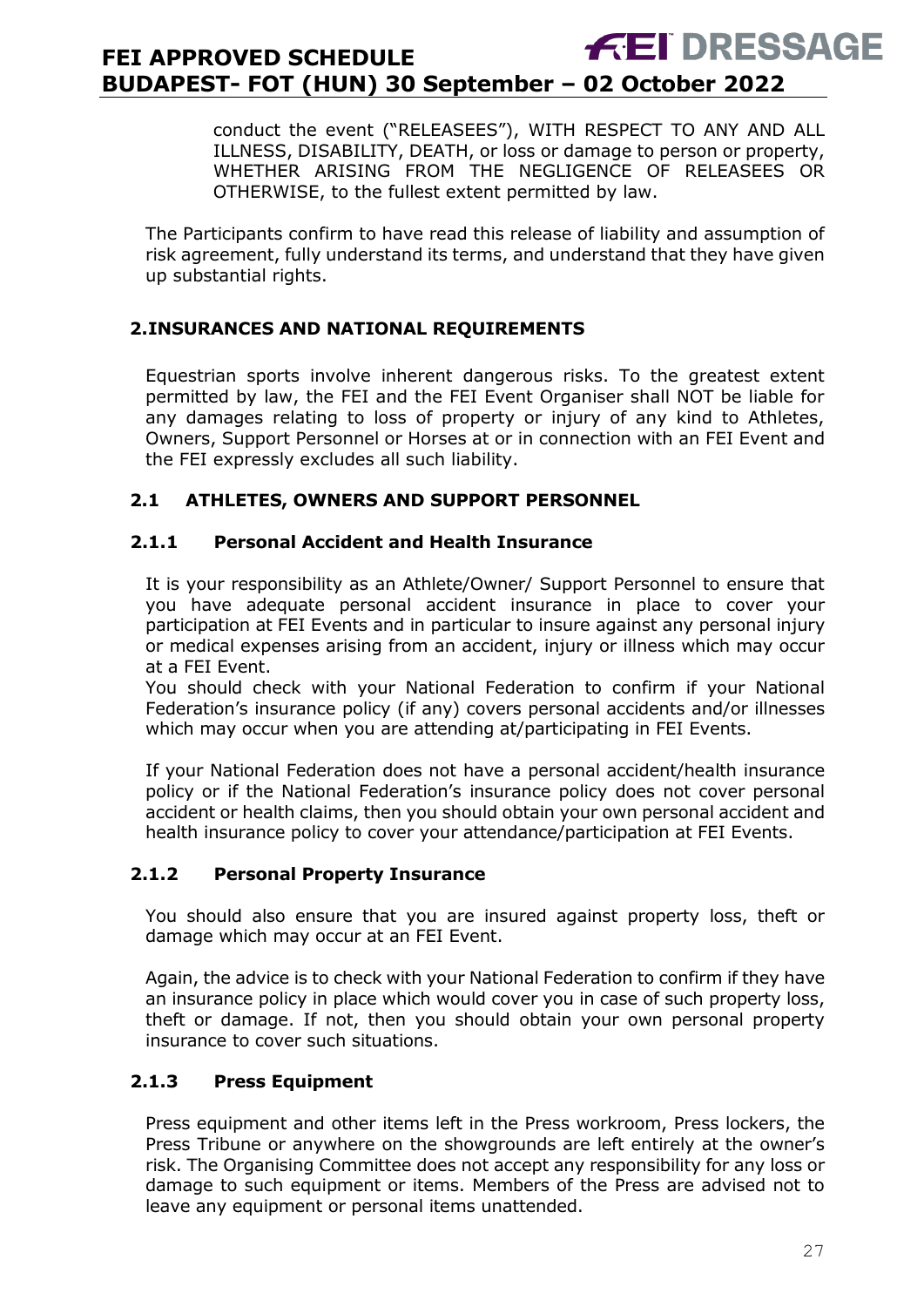conduct the event ("RELEASEES"), WITH RESPECT TO ANY AND ALL ILLNESS, DISABILITY, DEATH, or loss or damage to person or property, WHETHER ARISING FROM THE NEGLIGENCE OF RELEASEES OR OTHERWISE, to the fullest extent permitted by law.

The Participants confirm to have read this release of liability and assumption of risk agreement, fully understand its terms, and understand that they have given up substantial rights.

## 2.INSURANCES AND NATIONAL REQUIREMENTS

Equestrian sports involve inherent dangerous risks. To the greatest extent permitted by law, the FEI and the FEI Event Organiser shall NOT be liable for any damages relating to loss of property or injury of any kind to Athletes, Owners, Support Personnel or Horses at or in connection with an FEI Event and the FEI expressly excludes all such liability.

### 2.1 ATHLETES, OWNERS AND SUPPORT PERSONNEL

#### 2.1.1 Personal Accident and Health Insurance

It is your responsibility as an Athlete/Owner/ Support Personnel to ensure that you have adequate personal accident insurance in place to cover your participation at FEI Events and in particular to insure against any personal injury or medical expenses arising from an accident, injury or illness which may occur at a FEI Event.
You should check with your National Federation to confirm if your National Federation's insurance policy (if any) covers personal accidents and/or illnesses which may occur when you are attending at/participating in FEI Events.

If your National Federation does not have a personal accident/health insurance policy or if the National Federation's insurance policy does not cover personal accident or health claims, then you should obtain your own personal accident and health insurance policy to cover your attendance/participation at FEI Events.

#### 2.1.2 Personal Property Insurance

You should also ensure that you are insured against property loss, theft or damage which may occur at an FEI Event.

Again, the advice is to check with your National Federation to confirm if they have an insurance policy in place which would cover you in case of such property loss, theft or damage. If not, then you should obtain your own personal property insurance to cover such situations.

#### 2.1.3 Press Equipment

Press equipment and other items left in the Press workroom, Press lockers, the Press Tribune or anywhere on the showgrounds are left entirely at the owner's risk. The Organising Committee does not accept any responsibility for any loss or damage to such equipment or items. Members of the Press are advised not to leave any equipment or personal items unattended.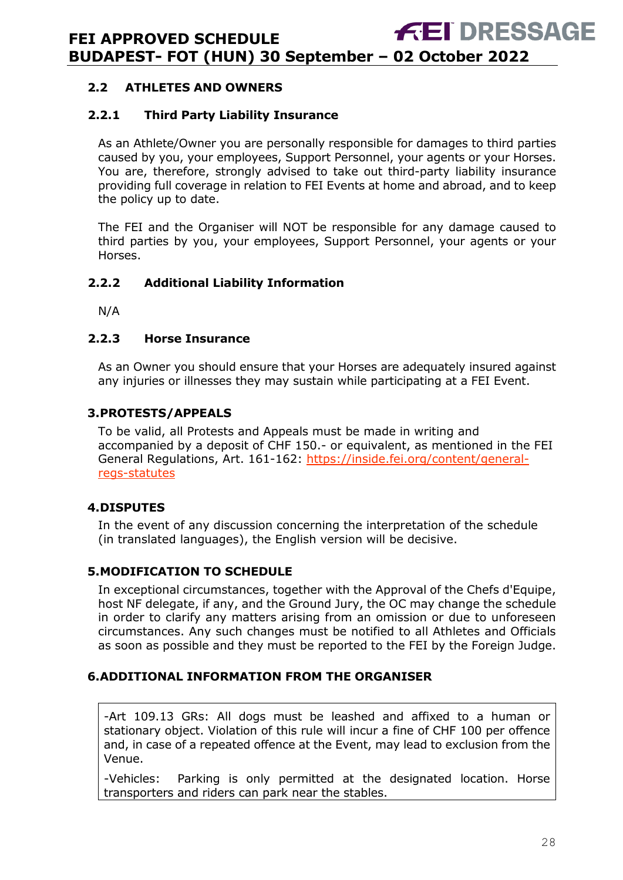## 2.2 ATHLETES AND OWNERS

### 2.2.1 Third Party Liability Insurance

As an Athlete/Owner you are personally responsible for damages to third parties caused by you, your employees, Support Personnel, your agents or your Horses. You are, therefore, strongly advised to take out third-party liability insurance providing full coverage in relation to FEI Events at home and abroad, and to keep the policy up to date.

The FEI and the Organiser will NOT be responsible for any damage caused to third parties by you, your employees, Support Personnel, your agents or your Horses.

### 2.2.2 Additional Liability Information

N/A

### 2.2.3 Horse Insurance

As an Owner you should ensure that your Horses are adequately insured against any injuries or illnesses they may sustain while participating at a FEI Event.

## 3. PROTESTS/APPEALS

To be valid, all Protests and Appeals must be made in writing and accompanied by a deposit of CHF 150.- or equivalent, as mentioned in the FEI General Regulations, Art. 161-162: [https://inside.fei.org/content/general-regs-statutes](https://inside.fei.org/content/general-regs-statutes)

## 4. DISPUTES

In the event of any discussion concerning the interpretation of the schedule (in translated languages), the English version will be decisive.

## 5. MODIFICATION TO SCHEDULE

In exceptional circumstances, together with the Approval of the Chefs d'Equipe, host NF delegate, if any, and the Ground Jury, the OC may change the schedule in order to clarify any matters arising from an omission or due to unforeseen circumstances. Any such changes must be notified to all Athletes and Officials as soon as possible and they must be reported to the FEI by the Foreign Judge.

## 6. ADDITIONAL INFORMATION FROM THE ORGANISER

-Art 109.13 GRs: All dogs must be leashed and affixed to a human or stationary object. Violation of this rule will incur a fine of CHF 100 per offence and, in case of a repeated offence at the Event, may lead to exclusion from the Venue.

-Vehicles: Parking is only permitted at the designated location. Horse transporters and riders can park near the stables.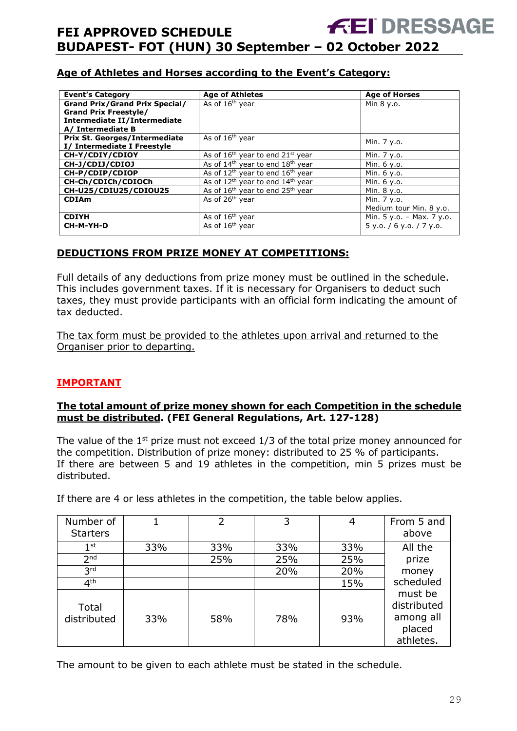## Age of Athletes and Horses according to the Event's Category:

| Event's Category | Age of Athletes | Age of Horses |
|---|---|---|
| **Grand Prix/Grand Prix Special/ Grand Prix Freestyle/ Intermediate II/Intermediate A/ Intermediate B** | As of 16th year | Min 8 y.o. |
| **Prix St. Georges/Intermediate I/ Intermediate I Freestyle** | As of 16th year | Min. 7 y.o. |
| **CH-Y/CDIY/CDIOY** | As of 16th year to end 21st year | Min. 7 y.o. |
| **CH-J/CDIJ/CDIOJ** | As of 14th year to end 18th year | Min. 6 y.o. |
| **CH-P/CDIP/CDIOP** | As of 12th year to end 16th year | Min. 6 y.o. |
| **CH-Ch/CDICh/CDIOCh** | As of 12th year to end 14th year | Min. 6 y.o. |
| **CH-U25/CDIU25/CDIOU25** | As of 16th year to end 25th year | Min. 8 y.o. |
| **CDIAm** | As of 26th year | Min. 7 y.o. Medium tour Min. 8 y.o. |
| **CDIYH** | As of 16th year | Min. 5 y.o. – Max. 7 y.o. |
| **CH-M-YH-D** | As of 16th year | 5 y.o. / 6 y.o. / 7 y.o. |

## DEDUCTIONS FROM PRIZE MONEY AT COMPETITIONS:

Full details of any deductions from prize money must be outlined in the schedule. This includes government taxes. If it is necessary for Organisers to deduct such taxes, they must provide participants with an official form indicating the amount of tax deducted.

The tax form must be provided to the athletes upon arrival and returned to the Organiser prior to departing.

## IMPORTANT

**The total amount of prize money shown for each Competition in the schedule must be distributed. (FEI General Regulations, Art. 127-128)**

The value of the 1st prize must not exceed 1/3 of the total prize money announced for the competition. Distribution of prize money: distributed to 25 % of participants.
If there are between 5 and 19 athletes in the competition, min 5 prizes must be distributed.

If there are 4 or less athletes in the competition, the table below applies.

| Number of Starters | 1 | 2 | 3 | 4 | From 5 and above |
|---|---|---|---|---|---|
| 1st | 33% | 33% | 33% | 33% | All the prize money scheduled must be distributed among all placed athletes. |
| 2nd | | 25% | 25% | 25% | |
| 3rd | | | 20% | 20% | |
| 4th | | | | 15% | |
| Total distributed | 33% | 58% | 78% | 93% | |

The amount to be given to each athlete must be stated in the schedule.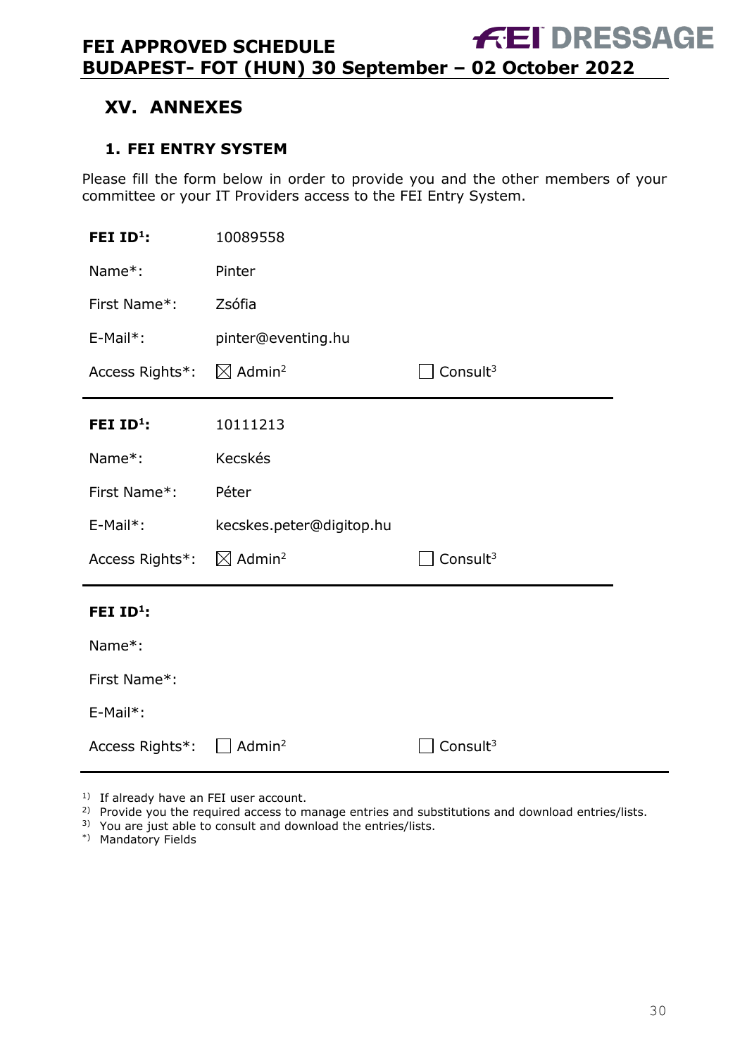# XV. ANNEXES

## 1. FEI ENTRY SYSTEM

Please fill the form below in order to provide you and the other members of your committee or your IT Providers access to the FEI Entry System.

| | | |
|---|---|---|
| **FEI ID[1]:** | 10089558 | |
| Name*: | Pinter | |
| First Name*: | Zsófia | |
| E-Mail*: | pinter@eventing.hu | |
| Access Rights*: | ☒ Admin[2] | ☐ Consult[3] |

| | | |
|---|---|---|
| **FEI ID[1]:** | 10111213 | |
| Name*: | Kecskés | |
| First Name*: | Péter | |
| E-Mail*: | kecskes.peter@digitop.hu | |
| Access Rights*: | ☒ Admin[2] | ☐ Consult[3] |

| | | |
|---|---|---|
| **FEI ID[1]:** | | |
| Name*: | | |
| First Name*: | | |
| E-Mail*: | | |
| Access Rights*: | ☐ Admin[2] | ☐ Consult[3] |

1) If already have an FEI user account.
2) Provide you the required access to manage entries and substitutions and download entries/lists.
3) You are just able to consult and download the entries/lists.
*) Mandatory Fields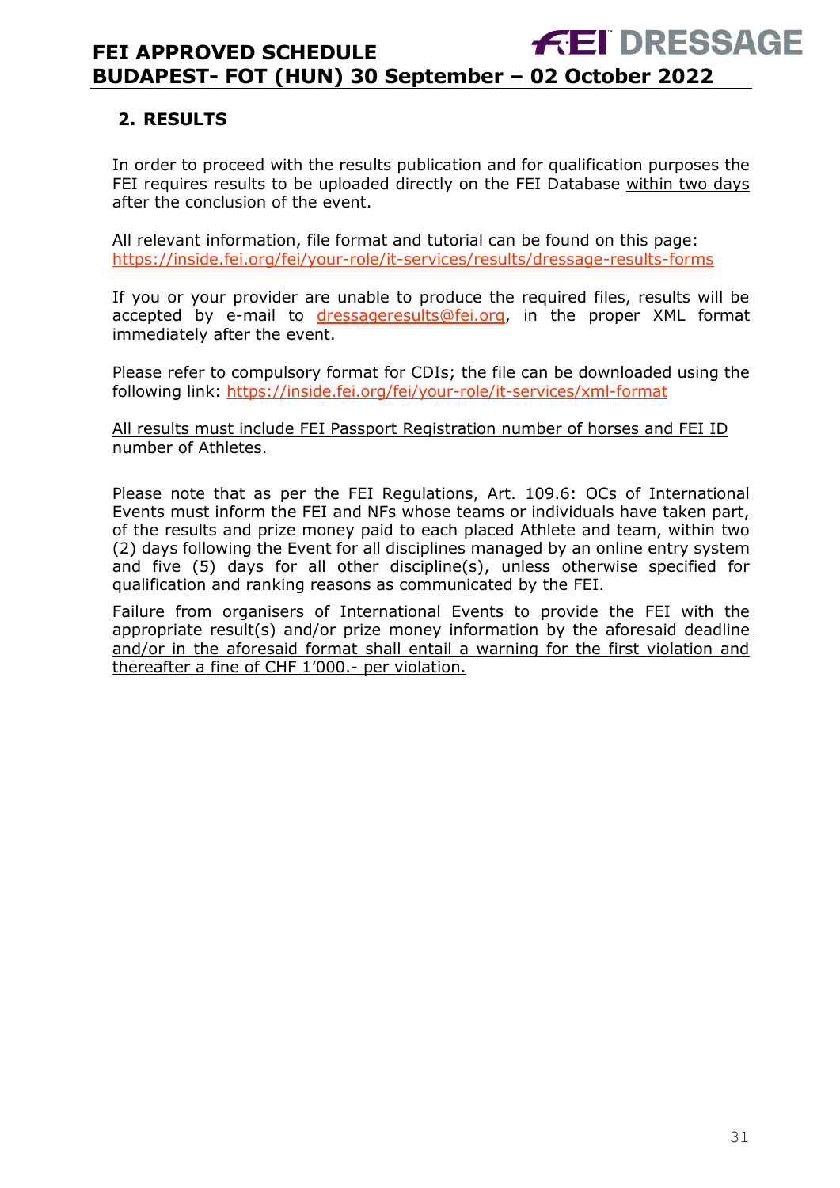## 2. RESULTS

In order to proceed with the results publication and for qualification purposes the FEI requires results to be uploaded directly on the FEI Database within two days after the conclusion of the event.

All relevant information, file format and tutorial can be found on this page: https://inside.fei.org/fei/your-role/it-services/results/dressage-results-forms

If you or your provider are unable to produce the required files, results will be accepted by e-mail to dressageresults@fei.org, in the proper XML format immediately after the event.

Please refer to compulsory format for CDIs; the file can be downloaded using the following link: https://inside.fei.org/fei/your-role/it-services/xml-format

All results must include FEI Passport Registration number of horses and FEI ID number of Athletes.

Please note that as per the FEI Regulations, Art. 109.6: OCs of International Events must inform the FEI and NFs whose teams or individuals have taken part, of the results and prize money paid to each placed Athlete and team, within two (2) days following the Event for all disciplines managed by an online entry system and five (5) days for all other discipline(s), unless otherwise specified for qualification and ranking reasons as communicated by the FEI.

Failure from organisers of International Events to provide the FEI with the appropriate result(s) and/or prize money information by the aforesaid deadline and/or in the aforesaid format shall entail a warning for the first violation and thereafter a fine of CHF 1'000.- per violation.